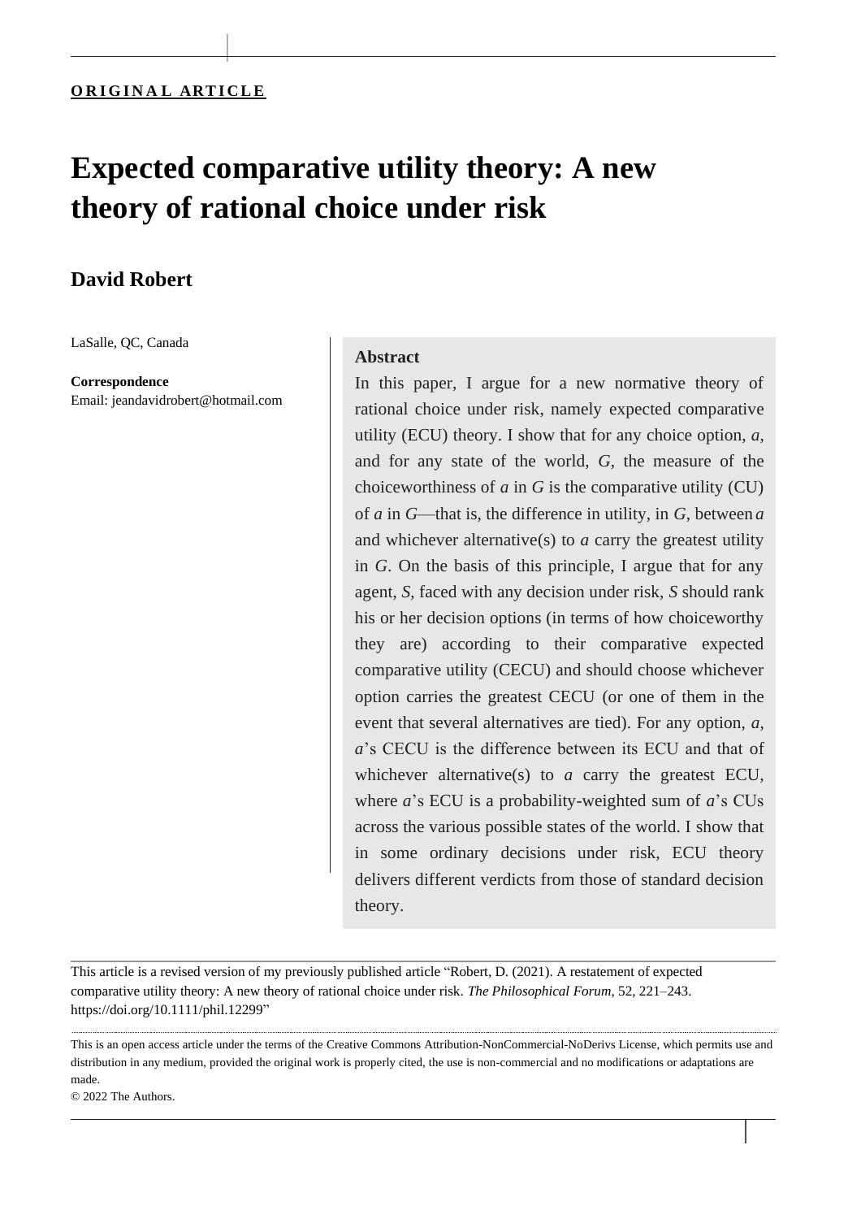ORIGINAL ARTICLE

# Expected comparative utility theory: A new theory of rational choice under risk

**David Robert**

LaSalle, QC, Canada

**Correspondence**
Email: jeandavidrobert@hotmail.com

## Abstract

In this paper, I argue for a new normative theory of rational choice under risk, namely expected comparative utility (ECU) theory. I show that for any choice option, *a*, and for any state of the world, *G*, the measure of the choiceworthiness of *a* in *G* is the comparative utility (CU) of *a* in *G*—that is, the difference in utility, in *G*, between *a* and whichever alternative(s) to *a* carry the greatest utility in *G*. On the basis of this principle, I argue that for any agent, *S*, faced with any decision under risk, *S* should rank his or her decision options (in terms of how choiceworthy they are) according to their comparative expected comparative utility (CECU) and should choose whichever option carries the greatest CECU (or one of them in the event that several alternatives are tied). For any option, *a*, *a*'s CECU is the difference between its ECU and that of whichever alternative(s) to *a* carry the greatest ECU, where *a*'s ECU is a probability-weighted sum of *a*'s CUs across the various possible states of the world. I show that in some ordinary decisions under risk, ECU theory delivers different verdicts from those of standard decision theory.

This article is a revised version of my previously published article "Robert, D. (2021). A restatement of expected comparative utility theory: A new theory of rational choice under risk. *The Philosophical Forum*, 52, 221–243. https://doi.org/10.1111/phil.12299"

This is an open access article under the terms of the Creative Commons Attribution-NonCommercial-NoDerivs License, which permits use and distribution in any medium, provided the original work is properly cited, the use is non-commercial and no modifications or adaptations are made.
© 2022 The Authors.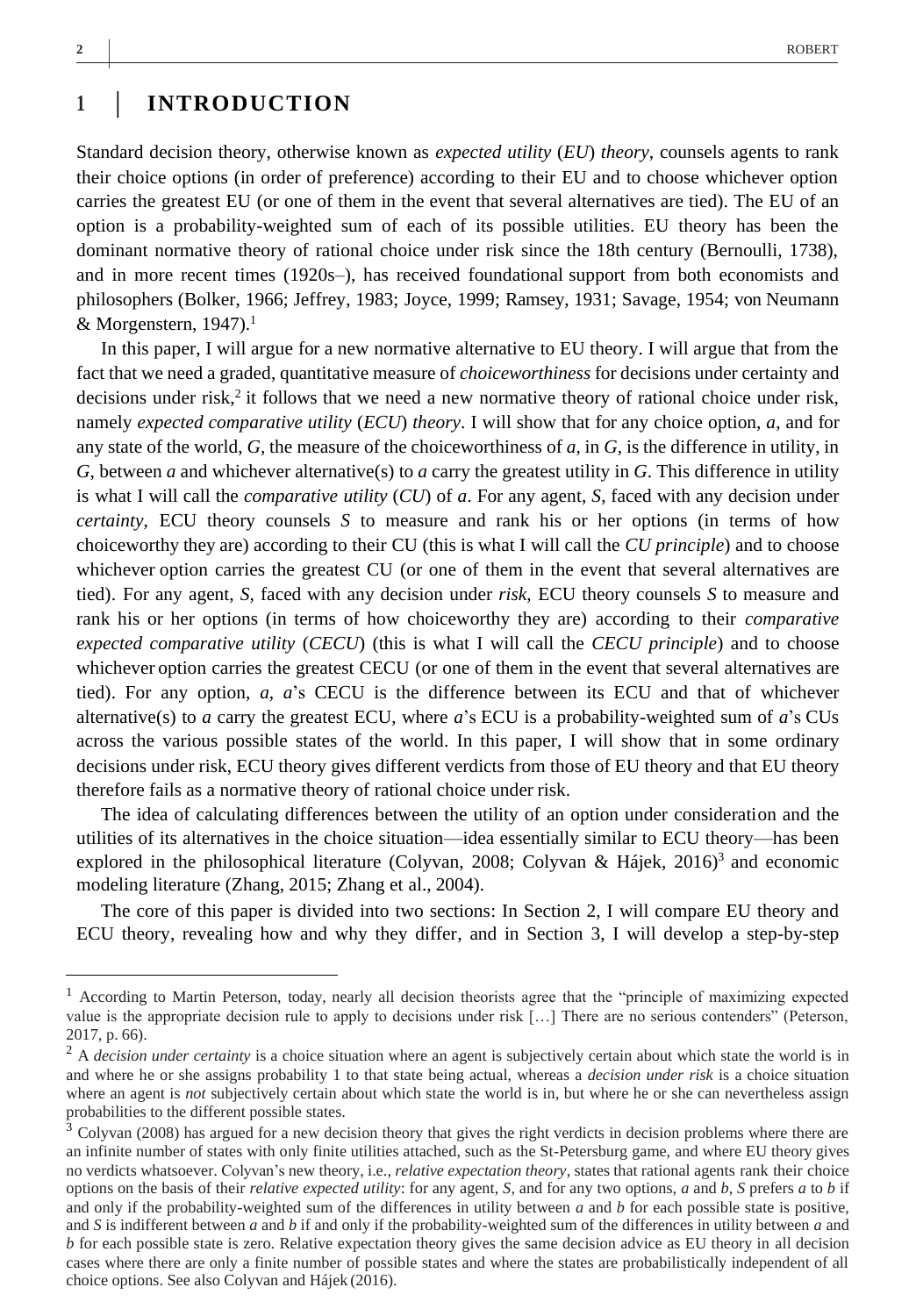# 1 | INTRODUCTION

Standard decision theory, otherwise known as *expected utility* (*EU*) *theory*, counsels agents to rank their choice options (in order of preference) according to their EU and to choose whichever option carries the greatest EU (or one of them in the event that several alternatives are tied). The EU of an option is a probability-weighted sum of each of its possible utilities. EU theory has been the dominant normative theory of rational choice under risk since the 18th century (Bernoulli, 1738), and in more recent times (1920s–), has received foundational support from both economists and philosophers (Bolker, 1966; Jeffrey, 1983; Joyce, 1999; Ramsey, 1931; Savage, 1954; von Neumann & Morgenstern, 1947).[1]

In this paper, I will argue for a new normative alternative to EU theory. I will argue that from the fact that we need a graded, quantitative measure of *choiceworthiness* for decisions under certainty and decisions under risk,[2] it follows that we need a new normative theory of rational choice under risk, namely *expected comparative utility* (*ECU*) *theory*. I will show that for any choice option, *a*, and for any state of the world, *G*, the measure of the choiceworthiness of *a*, in *G*, is the difference in utility, in *G*, between *a* and whichever alternative(s) to *a* carry the greatest utility in *G*. This difference in utility is what I will call the *comparative utility* (*CU*) of *a*. For any agent, *S*, faced with any decision under *certainty*, ECU theory counsels *S* to measure and rank his or her options (in terms of how choiceworthy they are) according to their CU (this is what I will call the *CU principle*) and to choose whichever option carries the greatest CU (or one of them in the event that several alternatives are tied). For any agent, *S*, faced with any decision under *risk*, ECU theory counsels *S* to measure and rank his or her options (in terms of how choiceworthy they are) according to their *comparative expected comparative utility* (*CECU*) (this is what I will call the *CECU principle*) and to choose whichever option carries the greatest CECU (or one of them in the event that several alternatives are tied). For any option, *a*, *a*'s CECU is the difference between its ECU and that of whichever alternative(s) to *a* carry the greatest ECU, where *a*'s ECU is a probability-weighted sum of *a*'s CUs across the various possible states of the world. In this paper, I will show that in some ordinary decisions under risk, ECU theory gives different verdicts from those of EU theory and that EU theory therefore fails as a normative theory of rational choice under risk.

The idea of calculating differences between the utility of an option under consideration and the utilities of its alternatives in the choice situation—idea essentially similar to ECU theory—has been explored in the philosophical literature (Colyvan, 2008; Colyvan & Hájek, 2016)[3] and economic modeling literature (Zhang, 2015; Zhang et al., 2004).

The core of this paper is divided into two sections: In Section 2, I will compare EU theory and ECU theory, revealing how and why they differ, and in Section 3, I will develop a step-by-step

---

[1] According to Martin Peterson, today, nearly all decision theorists agree that the "principle of maximizing expected value is the appropriate decision rule to apply to decisions under risk […] There are no serious contenders" (Peterson, 2017, p. 66).

[2] A *decision under certainty* is a choice situation where an agent is subjectively certain about which state the world is in and where he or she assigns probability 1 to that state being actual, whereas a *decision under risk* is a choice situation where an agent is *not* subjectively certain about which state the world is in, but where he or she can nevertheless assign probabilities to the different possible states.

[3] Colyvan (2008) has argued for a new decision theory that gives the right verdicts in decision problems where there are an infinite number of states with only finite utilities attached, such as the St-Petersburg game, and where EU theory gives no verdicts whatsoever. Colyvan's new theory, i.e., *relative expectation theory*, states that rational agents rank their choice options on the basis of their *relative expected utility*: for any agent, *S*, and for any two options, *a* and *b*, *S* prefers *a* to *b* if and only if the probability-weighted sum of the differences in utility between *a* and *b* for each possible state is positive, and *S* is indifferent between *a* and *b* if and only if the probability-weighted sum of the differences in utility between *a* and *b* for each possible state is zero. Relative expectation theory gives the same decision advice as EU theory in all decision cases where there are only a finite number of possible states and where the states are probabilistically independent of all choice options. See also Colyvan and Hájek (2016).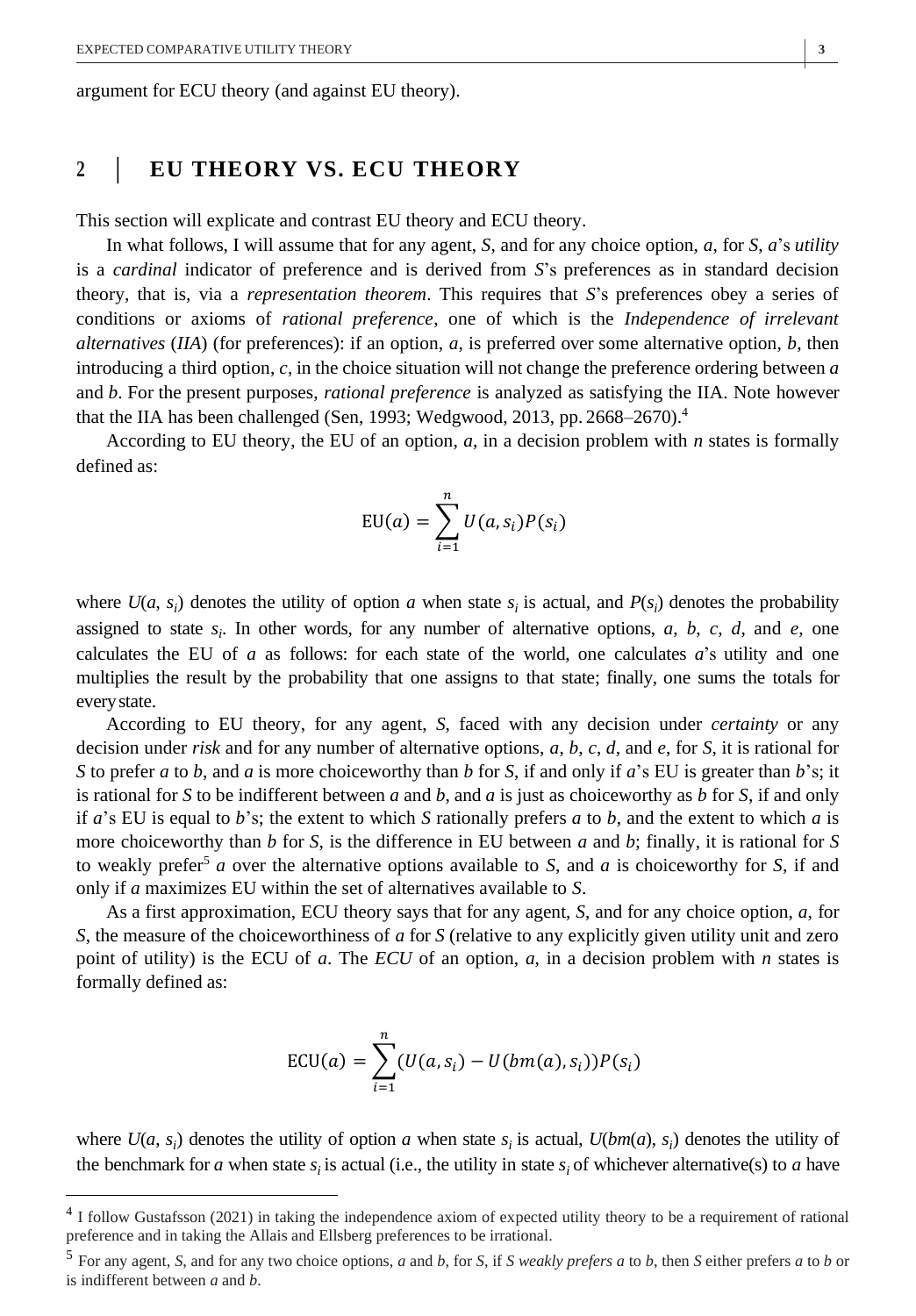argument for ECU theory (and against EU theory).

## 2 | EU THEORY VS. ECU THEORY

This section will explicate and contrast EU theory and ECU theory.

In what follows, I will assume that for any agent, *S*, and for any choice option, *a*, for *S*, *a*'s *utility* is a *cardinal* indicator of preference and is derived from *S*'s preferences as in standard decision theory, that is, via a *representation theorem*. This requires that *S*'s preferences obey a series of conditions or axioms of *rational preference*, one of which is the *Independence of irrelevant alternatives* (*IIA*) (for preferences): if an option, *a*, is preferred over some alternative option, *b*, then introducing a third option, *c*, in the choice situation will not change the preference ordering between *a* and *b*. For the present purposes, *rational preference* is analyzed as satisfying the IIA. Note however that the IIA has been challenged (Sen, 1993; Wedgwood, 2013, pp. 2668–2670).[4]

According to EU theory, the EU of an option, *a*, in a decision problem with *n* states is formally defined as:

$$\mathrm{EU}(a) = \sum_{i=1}^{n} U(a, s_i)P(s_i)$$

where $U(a, s_i)$ denotes the utility of option *a* when state $s_i$ is actual, and $P(s_i)$ denotes the probability assigned to state $s_i$. In other words, for any number of alternative options, *a*, *b*, *c*, *d*, and *e*, one calculates the EU of *a* as follows: for each state of the world, one calculates *a*'s utility and one multiplies the result by the probability that one assigns to that state; finally, one sums the totals for every state.

According to EU theory, for any agent, *S*, faced with any decision under *certainty* or any decision under *risk* and for any number of alternative options, *a*, *b*, *c*, *d*, and *e*, for *S*, it is rational for *S* to prefer *a* to *b*, and *a* is more choiceworthy than *b* for *S*, if and only if *a*'s EU is greater than *b*'s; it is rational for *S* to be indifferent between *a* and *b*, and *a* is just as choiceworthy as *b* for *S*, if and only if *a*'s EU is equal to *b*'s; the extent to which *S* rationally prefers *a* to *b*, and the extent to which *a* is more choiceworthy than *b* for *S*, is the difference in EU between *a* and *b*; finally, it is rational for *S* to weakly prefer[5] *a* over the alternative options available to *S*, and *a* is choiceworthy for *S*, if and only if *a* maximizes EU within the set of alternatives available to *S*.

As a first approximation, ECU theory says that for any agent, *S*, and for any choice option, *a*, for *S*, the measure of the choiceworthiness of *a* for *S* (relative to any explicitly given utility unit and zero point of utility) is the ECU of *a*. The *ECU* of an option, *a*, in a decision problem with *n* states is formally defined as:

$$\mathrm{ECU}(a) = \sum_{i=1}^{n} (U(a, s_i) - U(bm(a), s_i))P(s_i)$$

where $U(a, s_i)$ denotes the utility of option *a* when state $s_i$ is actual, $U(bm(a), s_i)$ denotes the utility of the benchmark for *a* when state $s_i$ is actual (i.e., the utility in state $s_i$ of whichever alternative(s) to *a* have

---

[4] I follow Gustafsson (2021) in taking the independence axiom of expected utility theory to be a requirement of rational preference and in taking the Allais and Ellsberg preferences to be irrational.

[5] For any agent, *S*, and for any two choice options, *a* and *b*, for *S*, if *S weakly prefers a* to *b*, then *S* either prefers *a* to *b* or is indifferent between *a* and *b*.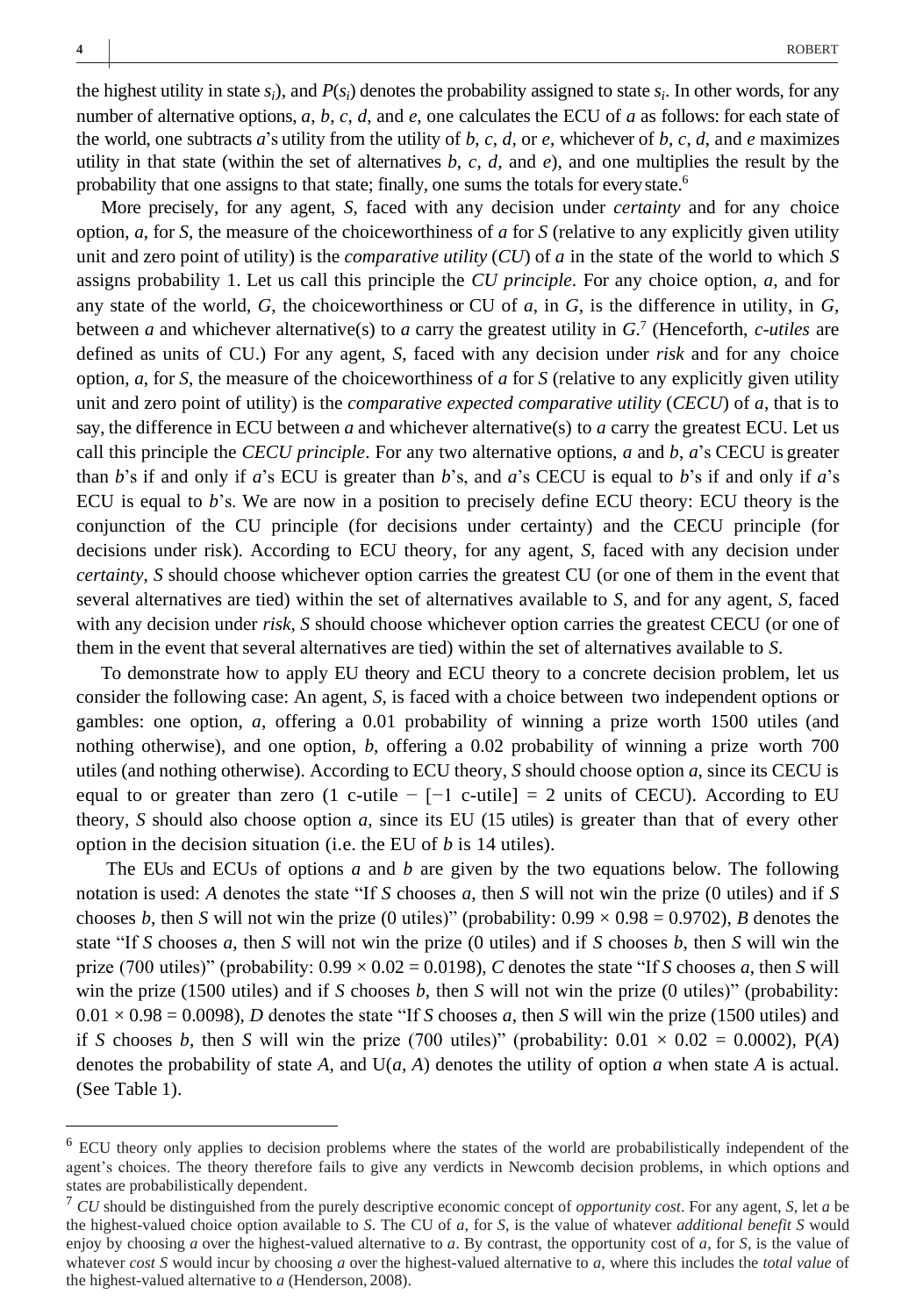the highest utility in state $s_i$), and $P(s_i)$ denotes the probability assigned to state $s_i$. In other words, for any number of alternative options, *a*, *b*, *c*, *d*, and *e*, one calculates the ECU of *a* as follows: for each state of the world, one subtracts *a*'s utility from the utility of *b*, *c*, *d*, or *e*, whichever of *b*, *c*, *d*, and *e* maximizes utility in that state (within the set of alternatives *b*, *c*, *d*, and *e*), and one multiplies the result by the probability that one assigns to that state; finally, one sums the totals for every state.[6]

More precisely, for any agent, *S*, faced with any decision under *certainty* and for any choice option, *a*, for *S*, the measure of the choiceworthiness of *a* for *S* (relative to any explicitly given utility unit and zero point of utility) is the *comparative utility* (*CU*) of *a* in the state of the world to which *S* assigns probability 1. Let us call this principle the *CU principle*. For any choice option, *a*, and for any state of the world, *G*, the choiceworthiness or CU of *a*, in *G*, is the difference in utility, in *G*, between *a* and whichever alternative(s) to *a* carry the greatest utility in *G*.[7] (Henceforth, *c-utiles* are defined as units of CU.) For any agent, *S*, faced with any decision under *risk* and for any choice option, *a*, for *S*, the measure of the choiceworthiness of *a* for *S* (relative to any explicitly given utility unit and zero point of utility) is the *comparative expected comparative utility* (*CECU*) of *a*, that is to say, the difference in ECU between *a* and whichever alternative(s) to *a* carry the greatest ECU. Let us call this principle the *CECU principle*. For any two alternative options, *a* and *b*, *a*'s CECU is greater than *b*'s if and only if *a*'s ECU is greater than *b*'s, and *a*'s CECU is equal to *b*'s if and only if *a*'s ECU is equal to *b*'s. We are now in a position to precisely define ECU theory: ECU theory is the conjunction of the CU principle (for decisions under certainty) and the CECU principle (for decisions under risk). According to ECU theory, for any agent, *S*, faced with any decision under *certainty*, *S* should choose whichever option carries the greatest CU (or one of them in the event that several alternatives are tied) within the set of alternatives available to *S*, and for any agent, *S*, faced with any decision under *risk*, *S* should choose whichever option carries the greatest CECU (or one of them in the event that several alternatives are tied) within the set of alternatives available to *S*.

To demonstrate how to apply EU theory and ECU theory to a concrete decision problem, let us consider the following case: An agent, *S*, is faced with a choice between two independent options or gambles: one option, *a*, offering a 0.01 probability of winning a prize worth 1500 utiles (and nothing otherwise), and one option, *b*, offering a 0.02 probability of winning a prize worth 700 utiles (and nothing otherwise). According to ECU theory, *S* should choose option *a*, since its CECU is equal to or greater than zero (1 c-utile − [−1 c-utile] = 2 units of CECU). According to EU theory, *S* should also choose option *a*, since its EU (15 utiles) is greater than that of every other option in the decision situation (i.e. the EU of *b* is 14 utiles).

The EUs and ECUs of options *a* and *b* are given by the two equations below. The following notation is used: *A* denotes the state "If *S* chooses *a*, then *S* will not win the prize (0 utiles) and if *S* chooses *b*, then *S* will not win the prize (0 utiles)" (probability: $0.99 \times 0.98 = 0.9702$), *B* denotes the state "If *S* chooses *a*, then *S* will not win the prize (0 utiles) and if *S* chooses *b*, then *S* will win the prize (700 utiles)" (probability: $0.99 \times 0.02 = 0.0198$), *C* denotes the state "If *S* chooses *a*, then *S* will win the prize (1500 utiles) and if *S* chooses *b*, then *S* will not win the prize (0 utiles)" (probability: $0.01 \times 0.98 = 0.0098$), *D* denotes the state "If *S* chooses *a*, then *S* will win the prize (1500 utiles) and if *S* chooses *b*, then *S* will win the prize (700 utiles)" (probability: $0.01 \times 0.02 = 0.0002$), $P(A)$ denotes the probability of state *A*, and $U(a, A)$ denotes the utility of option *a* when state *A* is actual. (See Table 1).

---

[6] ECU theory only applies to decision problems where the states of the world are probabilistically independent of the agent's choices. The theory therefore fails to give any verdicts in Newcomb decision problems, in which options and states are probabilistically dependent.

[7] *CU* should be distinguished from the purely descriptive economic concept of *opportunity cost*. For any agent, *S*, let *a* be the highest-valued choice option available to *S*. The CU of *a*, for *S*, is the value of whatever *additional benefit S* would enjoy by choosing *a* over the highest-valued alternative to *a*. By contrast, the opportunity cost of *a*, for *S*, is the value of whatever *cost S* would incur by choosing *a* over the highest-valued alternative to *a*, where this includes the *total value* of the highest-valued alternative to *a* (Henderson, 2008).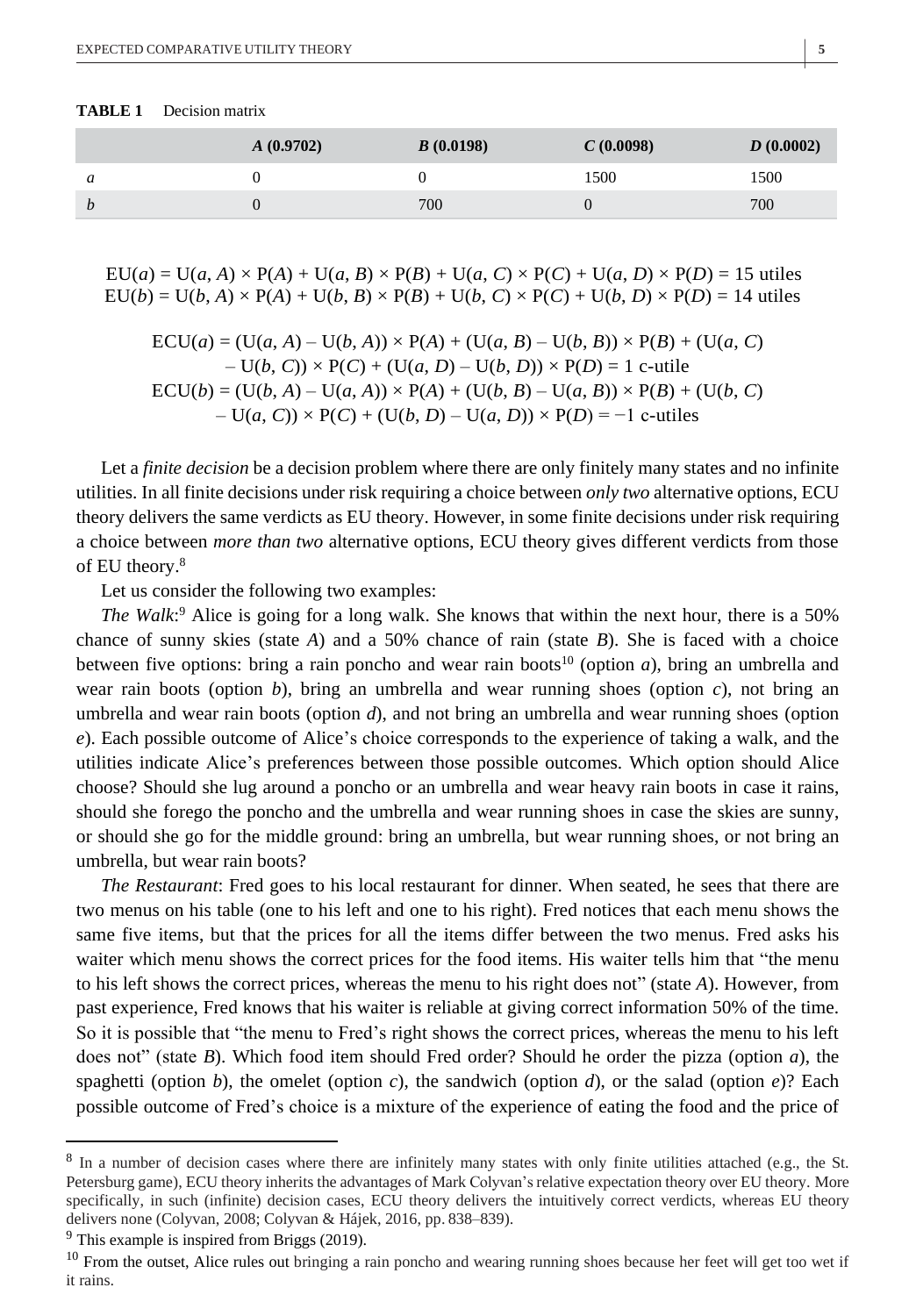**TABLE 1** Decision matrix

| | *A* (0.9702) | *B* (0.0198) | *C* (0.0098) | *D* (0.0002) |
|---|---|---|---|---|
| *a* | 0 | 0 | 1500 | 1500 |
| *b* | 0 | 700 | 0 | 700 |

$$\text{EU}(a) = \text{U}(a, A) \times \text{P}(A) + \text{U}(a, B) \times \text{P}(B) + \text{U}(a, C) \times \text{P}(C) + \text{U}(a, D) \times \text{P}(D) = 15 \text{ utiles}$$
$$\text{EU}(b) = \text{U}(b, A) \times \text{P}(A) + \text{U}(b, B) \times \text{P}(B) + \text{U}(b, C) \times \text{P}(C) + \text{U}(b, D) \times \text{P}(D) = 14 \text{ utiles}$$

$$\text{ECU}(a) = (\text{U}(a, A) - \text{U}(b, A)) \times \text{P}(A) + (\text{U}(a, B) - \text{U}(b, B)) \times \text{P}(B) + (\text{U}(a, C) - \text{U}(b, C)) \times \text{P}(C) + (\text{U}(a, D) - \text{U}(b, D)) \times \text{P}(D) = 1 \text{ c-utile}$$
$$\text{ECU}(b) = (\text{U}(b, A) - \text{U}(a, A)) \times \text{P}(A) + (\text{U}(b, B) - \text{U}(a, B)) \times \text{P}(B) + (\text{U}(b, C) - \text{U}(a, C)) \times \text{P}(C) + (\text{U}(b, D) - \text{U}(a, D)) \times \text{P}(D) = -1 \text{ c-utiles}$$

Let a *finite decision* be a decision problem where there are only finitely many states and no infinite utilities. In all finite decisions under risk requiring a choice between *only two* alternative options, ECU theory delivers the same verdicts as EU theory. However, in some finite decisions under risk requiring a choice between *more than two* alternative options, ECU theory gives different verdicts from those of EU theory.[8]

Let us consider the following two examples:

*The Walk*:[9] Alice is going for a long walk. She knows that within the next hour, there is a 50% chance of sunny skies (state *A*) and a 50% chance of rain (state *B*). She is faced with a choice between five options: bring a rain poncho and wear rain boots[10] (option *a*), bring an umbrella and wear rain boots (option *b*), bring an umbrella and wear running shoes (option *c*), not bring an umbrella and wear rain boots (option *d*), and not bring an umbrella and wear running shoes (option *e*). Each possible outcome of Alice's choice corresponds to the experience of taking a walk, and the utilities indicate Alice's preferences between those possible outcomes. Which option should Alice choose? Should she lug around a poncho or an umbrella and wear heavy rain boots in case it rains, should she forego the poncho and the umbrella and wear running shoes in case the skies are sunny, or should she go for the middle ground: bring an umbrella, but wear running shoes, or not bring an umbrella, but wear rain boots?

*The Restaurant*: Fred goes to his local restaurant for dinner. When seated, he sees that there are two menus on his table (one to his left and one to his right). Fred notices that each menu shows the same five items, but that the prices for all the items differ between the two menus. Fred asks his waiter which menu shows the correct prices for the food items. His waiter tells him that "the menu to his left shows the correct prices, whereas the menu to his right does not" (state *A*). However, from past experience, Fred knows that his waiter is reliable at giving correct information 50% of the time. So it is possible that "the menu to Fred's right shows the correct prices, whereas the menu to his left does not" (state *B*). Which food item should Fred order? Should he order the pizza (option *a*), the spaghetti (option *b*), the omelet (option *c*), the sandwich (option *d*), or the salad (option *e*)? Each possible outcome of Fred's choice is a mixture of the experience of eating the food and the price of

---

[8] In a number of decision cases where there are infinitely many states with only finite utilities attached (e.g., the St. Petersburg game), ECU theory inherits the advantages of Mark Colyvan's relative expectation theory over EU theory. More specifically, in such (infinite) decision cases, ECU theory delivers the intuitively correct verdicts, whereas EU theory delivers none (Colyvan, 2008; Colyvan & Hájek, 2016, pp. 838–839).

[9] This example is inspired from Briggs (2019).

[10] From the outset, Alice rules out bringing a rain poncho and wearing running shoes because her feet will get too wet if it rains.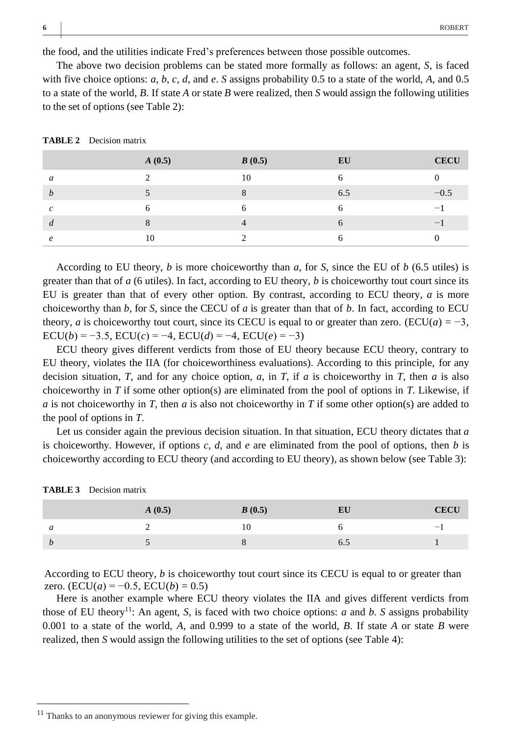the food, and the utilities indicate Fred's preferences between those possible outcomes.

The above two decision problems can be stated more formally as follows: an agent, *S*, is faced with five choice options: *a*, *b*, *c*, *d*, and *e*. *S* assigns probability 0.5 to a state of the world, *A*, and 0.5 to a state of the world, *B*. If state *A* or state *B* were realized, then *S* would assign the following utilities to the set of options (see Table 2):

**TABLE 2** Decision matrix

| | ***A* (0.5)** | ***B* (0.5)** | **EU** | **CECU** |
|---|---|---|---|---|
| *a* | 2 | 10 | 6 | 0 |
| *b* | 5 | 8 | 6.5 | −0.5 |
| *c* | 6 | 6 | 6 | −1 |
| *d* | 8 | 4 | 6 | −1 |
| *e* | 10 | 2 | 6 | 0 |

According to EU theory, *b* is more choiceworthy than *a*, for *S*, since the EU of *b* (6.5 utiles) is greater than that of *a* (6 utiles). In fact, according to EU theory, *b* is choiceworthy tout court since its EU is greater than that of every other option. By contrast, according to ECU theory, *a* is more choiceworthy than *b*, for *S*, since the CECU of *a* is greater than that of *b*. In fact, according to ECU theory, *a* is choiceworthy tout court, since its CECU is equal to or greater than zero. (ECU(*a*) = −3, ECU(*b*) = −3.5, ECU(*c*) = −4, ECU(*d*) = −4, ECU(*e*) = −3)

ECU theory gives different verdicts from those of EU theory because ECU theory, contrary to EU theory, violates the IIA (for choiceworthiness evaluations). According to this principle, for any decision situation, *T*, and for any choice option, *a*, in *T*, if *a* is choiceworthy in *T*, then *a* is also choiceworthy in *T* if some other option(s) are eliminated from the pool of options in *T*. Likewise, if *a* is not choiceworthy in *T*, then *a* is also not choiceworthy in *T* if some other option(s) are added to the pool of options in *T*.

Let us consider again the previous decision situation. In that situation, ECU theory dictates that *a* is choiceworthy. However, if options *c*, *d*, and *e* are eliminated from the pool of options, then *b* is choiceworthy according to ECU theory (and according to EU theory), as shown below (see Table 3):

**TABLE 3** Decision matrix

| | ***A* (0.5)** | ***B* (0.5)** | **EU** | **CECU** |
|---|---|---|---|---|
| *a* | 2 | 10 | 6 | −1 |
| *b* | 5 | 8 | 6.5 | 1 |

According to ECU theory, *b* is choiceworthy tout court since its CECU is equal to or greater than zero. (ECU(*a*) = −0.5, ECU(*b*) = 0.5)

Here is another example where ECU theory violates the IIA and gives different verdicts from those of EU theory[11]: An agent, *S*, is faced with two choice options: *a* and *b*. *S* assigns probability 0.001 to a state of the world, *A*, and 0.999 to a state of the world, *B*. If state *A* or state *B* were realized, then *S* would assign the following utilities to the set of options (see Table 4):

[11] Thanks to an anonymous reviewer for giving this example.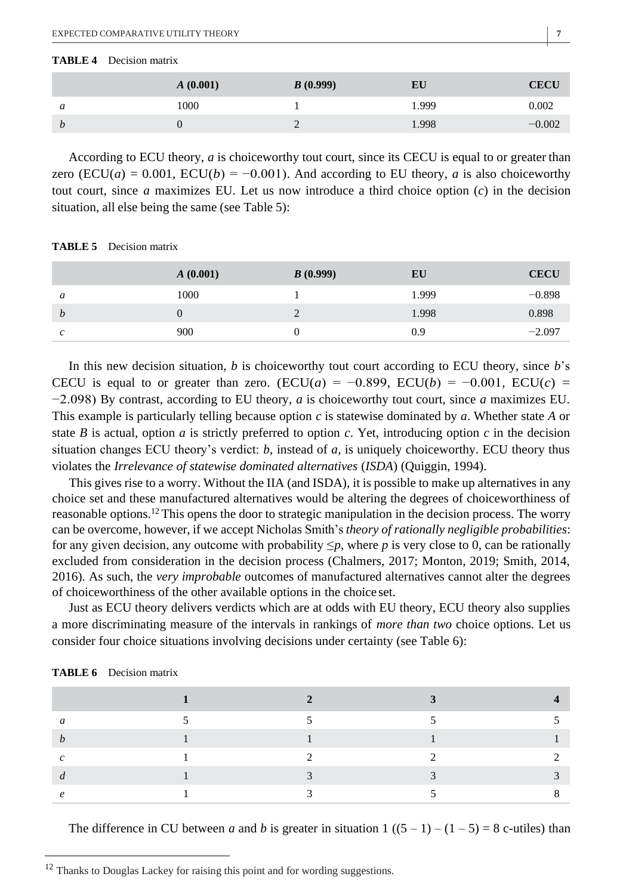**TABLE 4** Decision matrix

| | ***A* (0.001)** | ***B* (0.999)** | **EU** | **CECU** |
|---|---|---|---|---|
| *a* | 1000 | 1 | 1.999 | 0.002 |
| *b* | 0 | 2 | 1.998 | −0.002 |

According to ECU theory, *a* is choiceworthy tout court, since its CECU is equal to or greater than zero (ECU($a$) = 0.001, ECU($b$) = −0.001). And according to EU theory, *a* is also choiceworthy tout court, since *a* maximizes EU. Let us now introduce a third choice option ($c$) in the decision situation, all else being the same (see Table 5):

**TABLE 5** Decision matrix

| | ***A* (0.001)** | ***B* (0.999)** | **EU** | **CECU** |
|---|---|---|---|---|
| *a* | 1000 | 1 | 1.999 | −0.898 |
| *b* | 0 | 2 | 1.998 | 0.898 |
| *c* | 900 | 0 | 0.9 | −2.097 |

In this new decision situation, *b* is choiceworthy tout court according to ECU theory, since *b*'s CECU is equal to or greater than zero. (ECU($a$) = −0.899, ECU($b$) = −0.001, ECU($c$) = −2.098) By contrast, according to EU theory, *a* is choiceworthy tout court, since *a* maximizes EU. This example is particularly telling because option *c* is statewise dominated by *a*. Whether state *A* or state *B* is actual, option *a* is strictly preferred to option *c*. Yet, introducing option *c* in the decision situation changes ECU theory's verdict: *b*, instead of *a*, is uniquely choiceworthy. ECU theory thus violates the *Irrelevance of statewise dominated alternatives* (*ISDA*) (Quiggin, 1994).

This gives rise to a worry. Without the IIA (and ISDA), it is possible to make up alternatives in any choice set and these manufactured alternatives would be altering the degrees of choiceworthiness of reasonable options.[12] This opens the door to strategic manipulation in the decision process. The worry can be overcome, however, if we accept Nicholas Smith's *theory of rationally negligible probabilities*: for any given decision, any outcome with probability $\leq p$, where $p$ is very close to 0, can be rationally excluded from consideration in the decision process (Chalmers, 2017; Monton, 2019; Smith, 2014, 2016). As such, the *very improbable* outcomes of manufactured alternatives cannot alter the degrees of choiceworthiness of the other available options in the choice set.

Just as ECU theory delivers verdicts which are at odds with EU theory, ECU theory also supplies a more discriminating measure of the intervals in rankings of *more than two* choice options. Let us consider four choice situations involving decisions under certainty (see Table 6):

**TABLE 6** Decision matrix

| | **1** | **2** | **3** | **4** |
|---|---|---|---|---|
| *a* | 5 | 5 | 5 | 5 |
| *b* | 1 | 1 | 1 | 1 |
| *c* | 1 | 2 | 2 | 2 |
| *d* | 1 | 3 | 3 | 3 |
| *e* | 1 | 3 | 5 | 8 |

The difference in CU between *a* and *b* is greater in situation 1 ((5 – 1) – (1 – 5) = 8 c-utiles) than

[12] Thanks to Douglas Lackey for raising this point and for wording suggestions.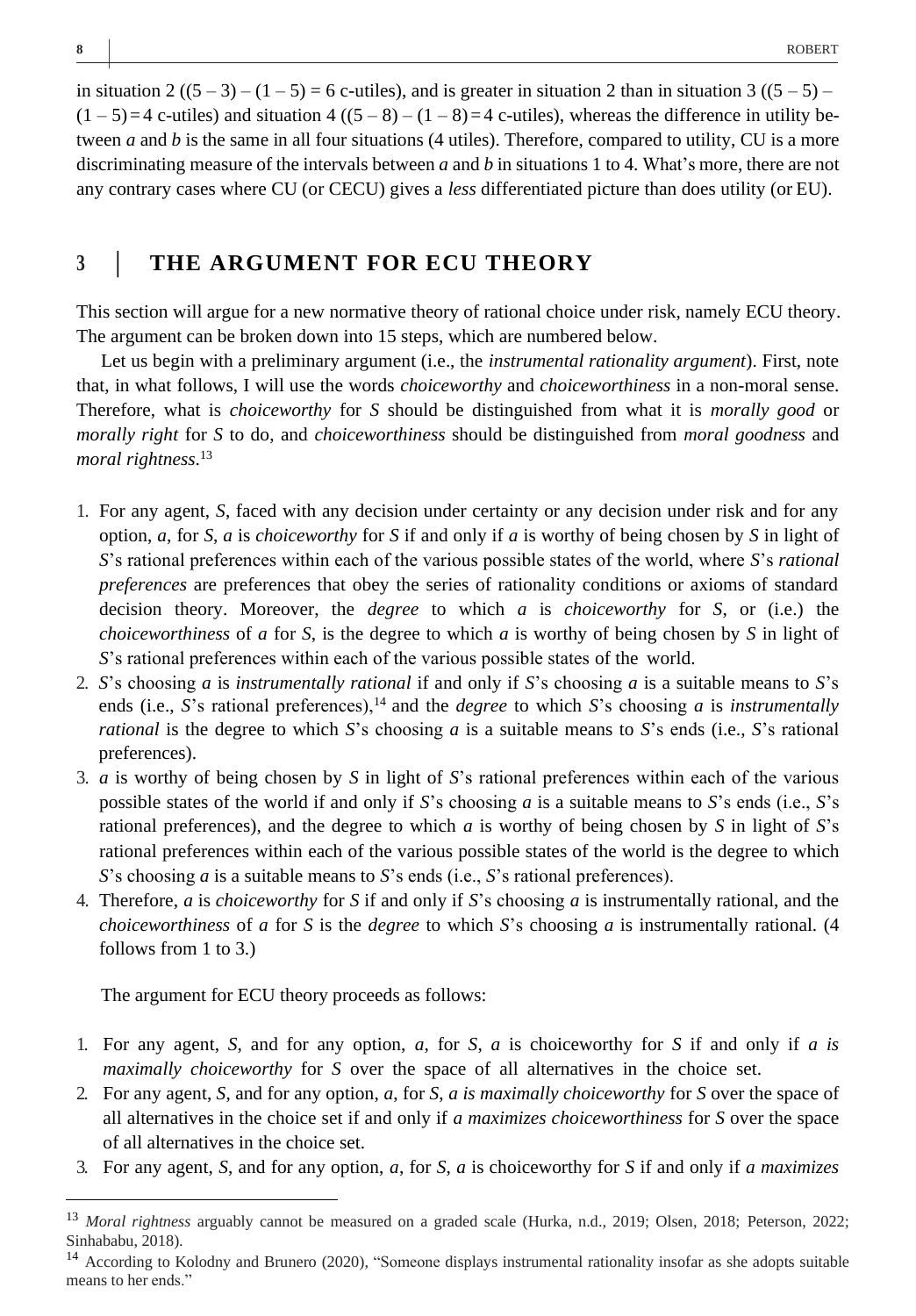in situation 2 ((5 – 3) – (1 – 5) = 6 c-utiles), and is greater in situation 2 than in situation 3 ((5 – 5) – (1 – 5) = 4 c-utiles) and situation 4 ((5 – 8) – (1 – 8) = 4 c-utiles), whereas the difference in utility between *a* and *b* is the same in all four situations (4 utiles). Therefore, compared to utility, CU is a more discriminating measure of the intervals between *a* and *b* in situations 1 to 4. What's more, there are not any contrary cases where CU (or CECU) gives a *less* differentiated picture than does utility (or EU).

## 3 | THE ARGUMENT FOR ECU THEORY

This section will argue for a new normative theory of rational choice under risk, namely ECU theory. The argument can be broken down into 15 steps, which are numbered below.

Let us begin with a preliminary argument (i.e., the *instrumental rationality argument*). First, note that, in what follows, I will use the words *choiceworthy* and *choiceworthiness* in a non-moral sense. Therefore, what is *choiceworthy* for *S* should be distinguished from what it is *morally good* or *morally right* for *S* to do, and *choiceworthiness* should be distinguished from *moral goodness* and *moral rightness*.[13]

1. For any agent, *S*, faced with any decision under certainty or any decision under risk and for any option, *a*, for *S*, *a* is *choiceworthy* for *S* if and only if *a* is worthy of being chosen by *S* in light of *S*'s rational preferences within each of the various possible states of the world, where *S*'s *rational preferences* are preferences that obey the series of rationality conditions or axioms of standard decision theory. Moreover, the *degree* to which *a* is *choiceworthy* for *S*, or (i.e.) the *choiceworthiness* of *a* for *S*, is the degree to which *a* is worthy of being chosen by *S* in light of *S*'s rational preferences within each of the various possible states of the world.
2. *S*'s choosing *a* is *instrumentally rational* if and only if *S*'s choosing *a* is a suitable means to *S*'s ends (i.e., *S*'s rational preferences),[14] and the *degree* to which *S*'s choosing *a* is *instrumentally rational* is the degree to which *S*'s choosing *a* is a suitable means to *S*'s ends (i.e., *S*'s rational preferences).
3. *a* is worthy of being chosen by *S* in light of *S*'s rational preferences within each of the various possible states of the world if and only if *S*'s choosing *a* is a suitable means to *S*'s ends (i.e., *S*'s rational preferences), and the degree to which *a* is worthy of being chosen by *S* in light of *S*'s rational preferences within each of the various possible states of the world is the degree to which *S*'s choosing *a* is a suitable means to *S*'s ends (i.e., *S*'s rational preferences).
4. Therefore, *a* is *choiceworthy* for *S* if and only if *S*'s choosing *a* is instrumentally rational, and the *choiceworthiness* of *a* for *S* is the *degree* to which *S*'s choosing *a* is instrumentally rational. (4 follows from 1 to 3.)

The argument for ECU theory proceeds as follows:

1. For any agent, *S*, and for any option, *a*, for *S*, *a* is choiceworthy for *S* if and only if *a is maximally choiceworthy* for *S* over the space of all alternatives in the choice set.
2. For any agent, *S*, and for any option, *a*, for *S*, *a is maximally choiceworthy* for *S* over the space of all alternatives in the choice set if and only if *a maximizes choiceworthiness* for *S* over the space of all alternatives in the choice set.
3. For any agent, *S*, and for any option, *a*, for *S*, *a* is choiceworthy for *S* if and only if *a maximizes*

---

[13] *Moral rightness* arguably cannot be measured on a graded scale (Hurka, n.d., 2019; Olsen, 2018; Peterson, 2022; Sinhababu, 2018).

[14] According to Kolodny and Brunero (2020), "Someone displays instrumental rationality insofar as she adopts suitable means to her ends."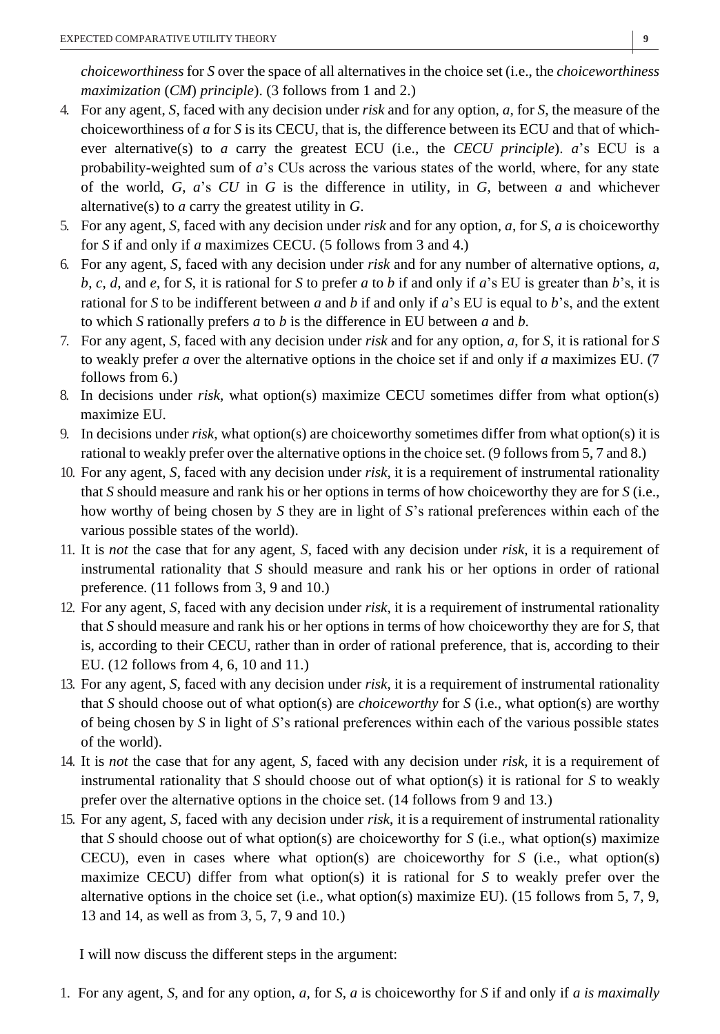*choiceworthiness* for *S* over the space of all alternatives in the choice set (i.e., the *choiceworthiness maximization* (*CM*) *principle*). (3 follows from 1 and 2.)

4. For any agent, *S*, faced with any decision under *risk* and for any option, *a*, for *S*, the measure of the choiceworthiness of *a* for *S* is its CECU, that is, the difference between its ECU and that of whichever alternative(s) to *a* carry the greatest ECU (i.e., the *CECU principle*). *a*'s ECU is a probability-weighted sum of *a*'s CUs across the various states of the world, where, for any state of the world, *G*, *a*'s *CU* in *G* is the difference in utility, in *G*, between *a* and whichever alternative(s) to *a* carry the greatest utility in *G*.
5. For any agent, *S*, faced with any decision under *risk* and for any option, *a*, for *S*, *a* is choiceworthy for *S* if and only if *a* maximizes CECU. (5 follows from 3 and 4.)
6. For any agent, *S*, faced with any decision under *risk* and for any number of alternative options, *a*, *b*, *c*, *d*, and *e*, for *S*, it is rational for *S* to prefer *a* to *b* if and only if *a*'s EU is greater than *b*'s, it is rational for *S* to be indifferent between *a* and *b* if and only if *a*'s EU is equal to *b*'s, and the extent to which *S* rationally prefers *a* to *b* is the difference in EU between *a* and *b*.
7. For any agent, *S*, faced with any decision under *risk* and for any option, *a*, for *S*, it is rational for *S* to weakly prefer *a* over the alternative options in the choice set if and only if *a* maximizes EU. (7 follows from 6.)
8. In decisions under *risk*, what option(s) maximize CECU sometimes differ from what option(s) maximize EU.
9. In decisions under *risk*, what option(s) are choiceworthy sometimes differ from what option(s) it is rational to weakly prefer over the alternative options in the choice set. (9 follows from 5, 7 and 8.)
10. For any agent, *S*, faced with any decision under *risk*, it is a requirement of instrumental rationality that *S* should measure and rank his or her options in terms of how choiceworthy they are for *S* (i.e., how worthy of being chosen by *S* they are in light of *S*'s rational preferences within each of the various possible states of the world).
11. It is *not* the case that for any agent, *S*, faced with any decision under *risk*, it is a requirement of instrumental rationality that *S* should measure and rank his or her options in order of rational preference. (11 follows from 3, 9 and 10.)
12. For any agent, *S*, faced with any decision under *risk*, it is a requirement of instrumental rationality that *S* should measure and rank his or her options in terms of how choiceworthy they are for *S*, that is, according to their CECU, rather than in order of rational preference, that is, according to their EU. (12 follows from 4, 6, 10 and 11.)
13. For any agent, *S*, faced with any decision under *risk*, it is a requirement of instrumental rationality that *S* should choose out of what option(s) are *choiceworthy* for *S* (i.e., what option(s) are worthy of being chosen by *S* in light of *S*'s rational preferences within each of the various possible states of the world).
14. It is *not* the case that for any agent, *S*, faced with any decision under *risk*, it is a requirement of instrumental rationality that *S* should choose out of what option(s) it is rational for *S* to weakly prefer over the alternative options in the choice set. (14 follows from 9 and 13.)
15. For any agent, *S*, faced with any decision under *risk*, it is a requirement of instrumental rationality that *S* should choose out of what option(s) are choiceworthy for *S* (i.e., what option(s) maximize CECU), even in cases where what option(s) are choiceworthy for *S* (i.e., what option(s) maximize CECU) differ from what option(s) it is rational for *S* to weakly prefer over the alternative options in the choice set (i.e., what option(s) maximize EU). (15 follows from 5, 7, 9, 13 and 14, as well as from 3, 5, 7, 9 and 10.)

I will now discuss the different steps in the argument:

1. For any agent, *S*, and for any option, *a*, for *S*, *a* is choiceworthy for *S* if and only if *a is maximally*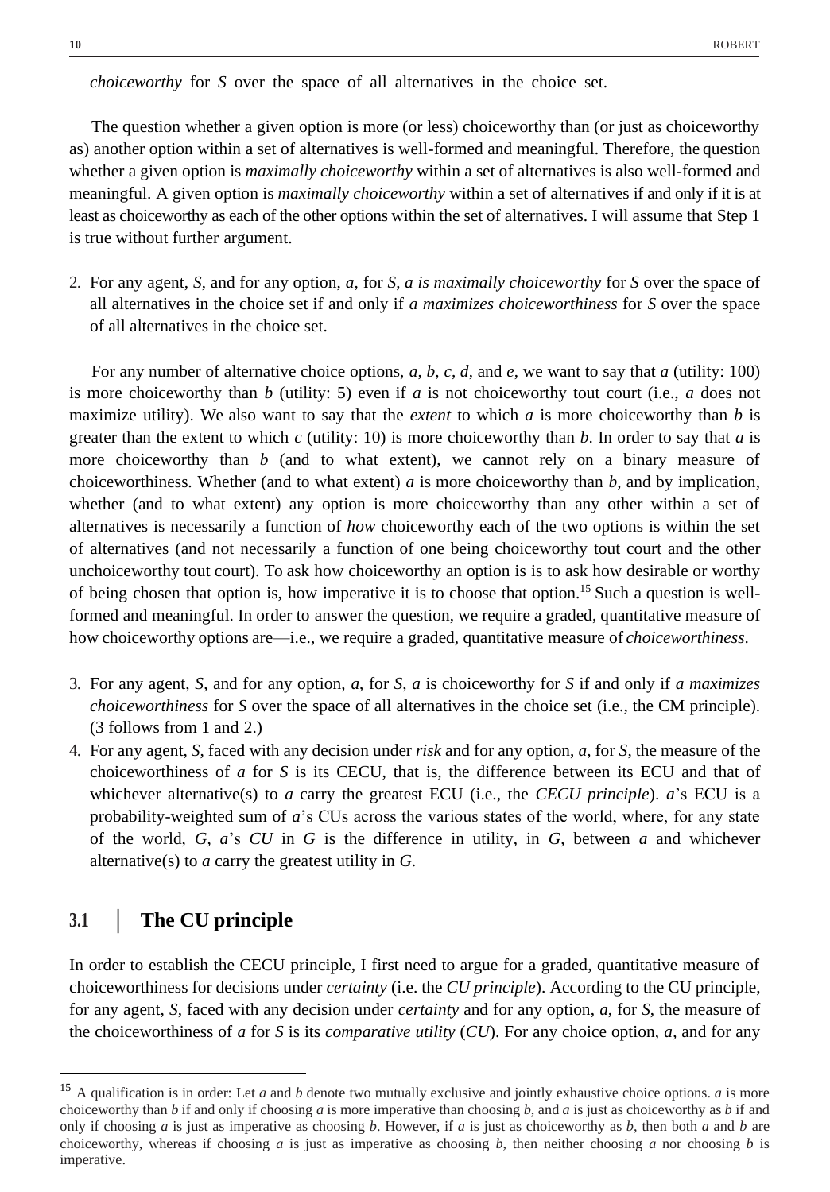*choiceworthy* for *S* over the space of all alternatives in the choice set.

The question whether a given option is more (or less) choiceworthy than (or just as choiceworthy as) another option within a set of alternatives is well-formed and meaningful. Therefore, the question whether a given option is *maximally choiceworthy* within a set of alternatives is also well-formed and meaningful. A given option is *maximally choiceworthy* within a set of alternatives if and only if it is at least as choiceworthy as each of the other options within the set of alternatives. I will assume that Step 1 is true without further argument.

2. For any agent, *S*, and for any option, *a*, for *S*, *a is maximally choiceworthy* for *S* over the space of all alternatives in the choice set if and only if *a maximizes choiceworthiness* for *S* over the space of all alternatives in the choice set.

For any number of alternative choice options, *a*, *b*, *c*, *d*, and *e*, we want to say that *a* (utility: 100) is more choiceworthy than *b* (utility: 5) even if *a* is not choiceworthy tout court (i.e., *a* does not maximize utility). We also want to say that the *extent* to which *a* is more choiceworthy than *b* is greater than the extent to which *c* (utility: 10) is more choiceworthy than *b*. In order to say that *a* is more choiceworthy than *b* (and to what extent), we cannot rely on a binary measure of choiceworthiness. Whether (and to what extent) *a* is more choiceworthy than *b*, and by implication, whether (and to what extent) any option is more choiceworthy than any other within a set of alternatives is necessarily a function of *how* choiceworthy each of the two options is within the set of alternatives (and not necessarily a function of one being choiceworthy tout court and the other unchoiceworthy tout court). To ask how choiceworthy an option is is to ask how desirable or worthy of being chosen that option is, how imperative it is to choose that option.[15] Such a question is well-formed and meaningful. In order to answer the question, we require a graded, quantitative measure of how choiceworthy options are—i.e., we require a graded, quantitative measure of *choiceworthiness*.

3. For any agent, *S*, and for any option, *a*, for *S*, *a* is choiceworthy for *S* if and only if *a maximizes choiceworthiness* for *S* over the space of all alternatives in the choice set (i.e., the CM principle). (3 follows from 1 and 2.)
4. For any agent, *S*, faced with any decision under *risk* and for any option, *a*, for *S*, the measure of the choiceworthiness of *a* for *S* is its CECU, that is, the difference between its ECU and that of whichever alternative(s) to *a* carry the greatest ECU (i.e., the *CECU principle*). *a*'s ECU is a probability-weighted sum of *a*'s CUs across the various states of the world, where, for any state of the world, *G*, *a*'s *CU* in *G* is the difference in utility, in *G*, between *a* and whichever alternative(s) to *a* carry the greatest utility in *G*.

## 3.1 The CU principle

In order to establish the CECU principle, I first need to argue for a graded, quantitative measure of choiceworthiness for decisions under *certainty* (i.e. the *CU principle*). According to the CU principle, for any agent, *S*, faced with any decision under *certainty* and for any option, *a*, for *S*, the measure of the choiceworthiness of *a* for *S* is its *comparative utility* (*CU*). For any choice option, *a*, and for any

---

[15] A qualification is in order: Let *a* and *b* denote two mutually exclusive and jointly exhaustive choice options. *a* is more choiceworthy than *b* if and only if choosing *a* is more imperative than choosing *b*, and *a* is just as choiceworthy as *b* if and only if choosing *a* is just as imperative as choosing *b*. However, if *a* is just as choiceworthy as *b*, then both *a* and *b* are choiceworthy, whereas if choosing *a* is just as imperative as choosing *b*, then neither choosing *a* nor choosing *b* is imperative.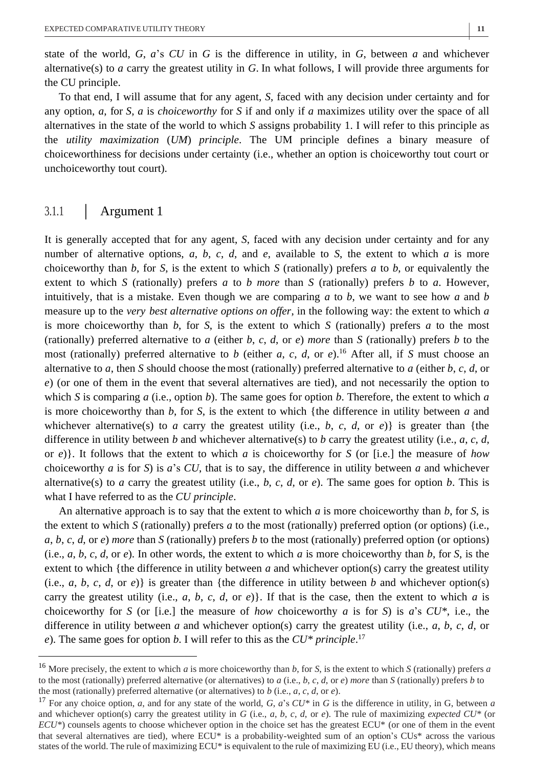state of the world, *G*, *a*'s *CU* in *G* is the difference in utility, in *G*, between *a* and whichever alternative(s) to *a* carry the greatest utility in *G*. In what follows, I will provide three arguments for the CU principle.

To that end, I will assume that for any agent, *S*, faced with any decision under certainty and for any option, *a*, for *S*, *a* is *choiceworthy* for *S* if and only if *a* maximizes utility over the space of all alternatives in the state of the world to which *S* assigns probability 1. I will refer to this principle as the *utility maximization* (*UM*) *principle*. The UM principle defines a binary measure of choiceworthiness for decisions under certainty (i.e., whether an option is choiceworthy tout court or unchoiceworthy tout court).

### 3.1.1 | Argument 1

It is generally accepted that for any agent, *S*, faced with any decision under certainty and for any number of alternative options, *a*, *b*, *c*, *d*, and *e*, available to *S*, the extent to which *a* is more choiceworthy than *b*, for *S*, is the extent to which *S* (rationally) prefers *a* to *b*, or equivalently the extent to which *S* (rationally) prefers *a* to *b* *more* than *S* (rationally) prefers *b* to *a*. However, intuitively, that is a mistake. Even though we are comparing *a* to *b*, we want to see how *a* and *b* measure up to the *very best alternative options on offer*, in the following way: the extent to which *a* is more choiceworthy than *b*, for *S*, is the extent to which *S* (rationally) prefers *a* to the most (rationally) preferred alternative to *a* (either *b*, *c*, *d*, or *e*) *more* than *S* (rationally) prefers *b* to the most (rationally) preferred alternative to *b* (either *a*, *c*, *d*, or *e*).[16] After all, if *S* must choose an alternative to *a*, then *S* should choose the most (rationally) preferred alternative to *a* (either *b*, *c*, *d*, or *e*) (or one of them in the event that several alternatives are tied), and not necessarily the option to which *S* is comparing *a* (i.e., option *b*). The same goes for option *b*. Therefore, the extent to which *a* is more choiceworthy than *b*, for *S*, is the extent to which {the difference in utility between *a* and whichever alternative(s) to *a* carry the greatest utility (i.e., *b*, *c*, *d*, or *e*)} is greater than {the difference in utility between *b* and whichever alternative(s) to *b* carry the greatest utility (i.e., *a*, *c*, *d*, or *e*)}. It follows that the extent to which *a* is choiceworthy for *S* (or [i.e.] the measure of *how* choiceworthy *a* is for *S*) is *a*'s *CU*, that is to say, the difference in utility between *a* and whichever alternative(s) to *a* carry the greatest utility (i.e., *b*, *c*, *d*, or *e*). The same goes for option *b*. This is what I have referred to as the *CU principle*.

An alternative approach is to say that the extent to which *a* is more choiceworthy than *b*, for *S*, is the extent to which *S* (rationally) prefers *a* to the most (rationally) preferred option (or options) (i.e., *a*, *b*, *c*, *d*, or *e*) *more* than *S* (rationally) prefers *b* to the most (rationally) preferred option (or options) (i.e., *a*, *b*, *c*, *d*, or *e*). In other words, the extent to which *a* is more choiceworthy than *b*, for *S*, is the extent to which {the difference in utility between *a* and whichever option(s) carry the greatest utility (i.e., *a*, *b*, *c*, *d*, or *e*)} is greater than {the difference in utility between *b* and whichever option(s) carry the greatest utility (i.e., *a*, *b*, *c*, *d*, or *e*)}. If that is the case, then the extent to which *a* is choiceworthy for *S* (or [i.e.] the measure of *how* choiceworthy *a* is for *S*) is *a*'s *CU\**, i.e., the difference in utility between *a* and whichever option(s) carry the greatest utility (i.e., *a*, *b*, *c*, *d*, or *e*). The same goes for option *b*. I will refer to this as the *CU\* principle*.[17]

---

[16] More precisely, the extent to which *a* is more choiceworthy than *b*, for *S*, is the extent to which *S* (rationally) prefers *a* to the most (rationally) preferred alternative (or alternatives) to *a* (i.e., *b*, *c*, *d*, or *e*) *more* than *S* (rationally) prefers *b* to the most (rationally) preferred alternative (or alternatives) to *b* (i.e., *a*, *c*, *d*, or *e*).

[17] For any choice option, *a*, and for any state of the world, *G*, *a*'s *CU\** in *G* is the difference in utility, in G, between *a* and whichever option(s) carry the greatest utility in *G* (i.e., *a*, *b*, *c*, *d*, or *e*). The rule of maximizing *expected CU\** (or *ECU\**) counsels agents to choose whichever option in the choice set has the greatest ECU\* (or one of them in the event that several alternatives are tied), where ECU\* is a probability-weighted sum of an option's CUs\* across the various states of the world. The rule of maximizing ECU\* is equivalent to the rule of maximizing EU (i.e., EU theory), which means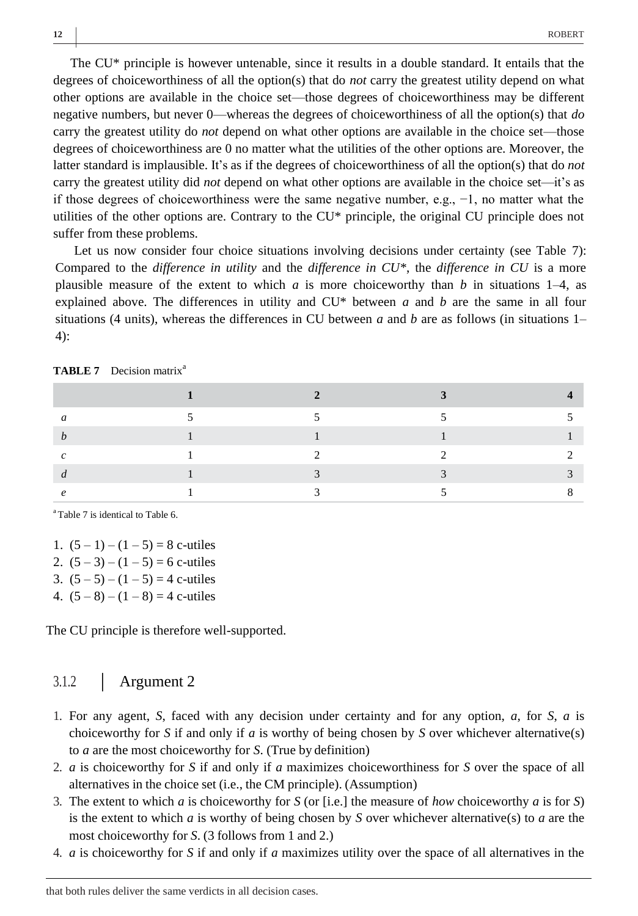The CU* principle is however untenable, since it results in a double standard. It entails that the degrees of choiceworthiness of all the option(s) that do *not* carry the greatest utility depend on what other options are available in the choice set—those degrees of choiceworthiness may be different negative numbers, but never 0—whereas the degrees of choiceworthiness of all the option(s) that *do* carry the greatest utility do *not* depend on what other options are available in the choice set—those degrees of choiceworthiness are 0 no matter what the utilities of the other options are. Moreover, the latter standard is implausible. It's as if the degrees of choiceworthiness of all the option(s) that do *not* carry the greatest utility did *not* depend on what other options are available in the choice set—it's as if those degrees of choiceworthiness were the same negative number, e.g., −1, no matter what the utilities of the other options are. Contrary to the CU* principle, the original CU principle does not suffer from these problems.

Let us now consider four choice situations involving decisions under certainty (see Table 7): Compared to the *difference in utility* and the *difference in CU**, the *difference in CU* is a more plausible measure of the extent to which *a* is more choiceworthy than *b* in situations 1–4, as explained above. The differences in utility and CU* between *a* and *b* are the same in all four situations (4 units), whereas the differences in CU between *a* and *b* are as follows (in situations 1–4):

**TABLE 7** Decision matrix[a]

| | 1 | 2 | 3 | 4 |
|---|---|---|---|---|
| *a* | 5 | 5 | 5 | 5 |
| *b* | 1 | 1 | 1 | 1 |
| *c* | 1 | 2 | 2 | 2 |
| *d* | 1 | 3 | 3 | 3 |
| *e* | 1 | 3 | 5 | 8 |

[a] Table 7 is identical to Table 6.

1. (5 – 1) – (1 – 5) = 8 c-utiles
2. (5 – 3) – (1 – 5) = 6 c-utiles
3. (5 – 5) – (1 – 5) = 4 c-utiles
4. (5 – 8) – (1 – 8) = 4 c-utiles

The CU principle is therefore well-supported.

### 3.1.2 | Argument 2

1. For any agent, *S*, faced with any decision under certainty and for any option, *a*, for *S*, *a* is choiceworthy for *S* if and only if *a* is worthy of being chosen by *S* over whichever alternative(s) to *a* are the most choiceworthy for *S*. (True by definition)
2. *a* is choiceworthy for *S* if and only if *a* maximizes choiceworthiness for *S* over the space of all alternatives in the choice set (i.e., the CM principle). (Assumption)
3. The extent to which *a* is choiceworthy for *S* (or [i.e.] the measure of *how* choiceworthy *a* is for *S*) is the extent to which *a* is worthy of being chosen by *S* over whichever alternative(s) to *a* are the most choiceworthy for *S*. (3 follows from 1 and 2.)
4. *a* is choiceworthy for *S* if and only if *a* maximizes utility over the space of all alternatives in the

that both rules deliver the same verdicts in all decision cases.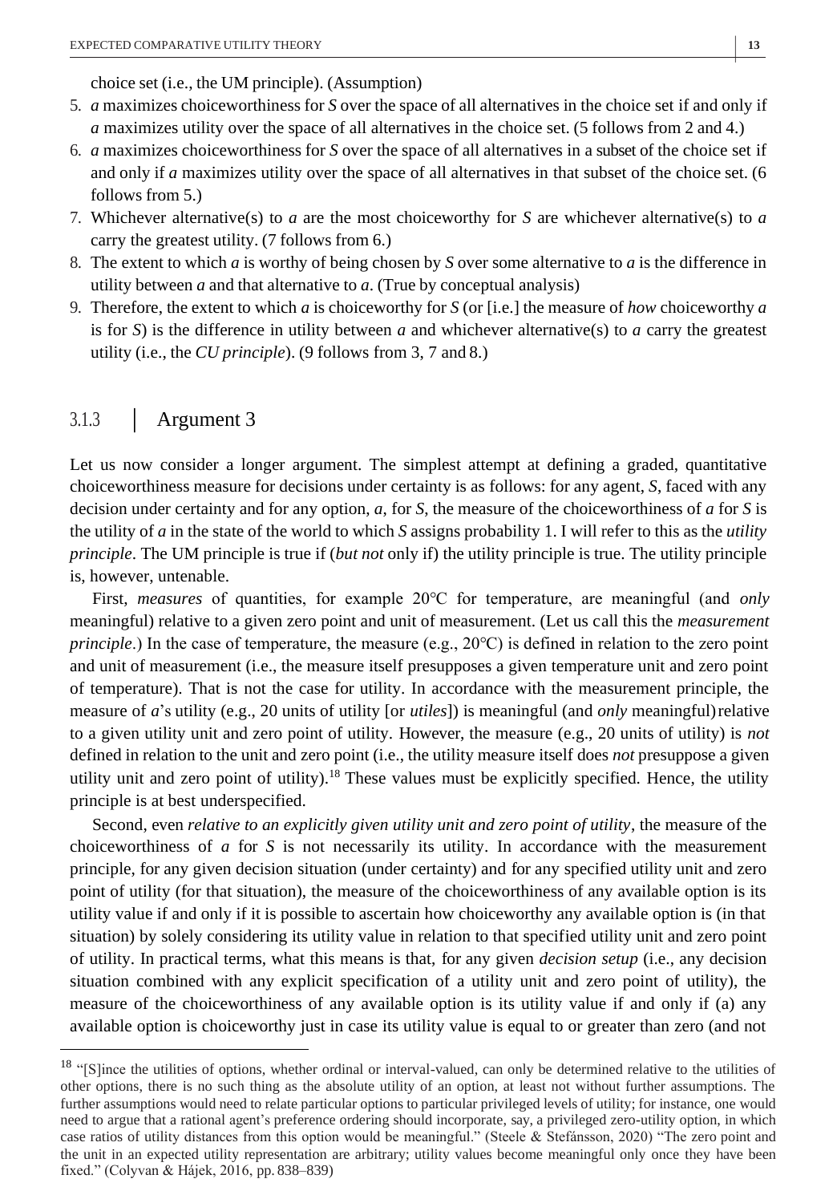choice set (i.e., the UM principle). (Assumption)

5. *a* maximizes choiceworthiness for *S* over the space of all alternatives in the choice set if and only if *a* maximizes utility over the space of all alternatives in the choice set. (5 follows from 2 and 4.)
6. *a* maximizes choiceworthiness for *S* over the space of all alternatives in a subset of the choice set if and only if *a* maximizes utility over the space of all alternatives in that subset of the choice set. (6 follows from 5.)
7. Whichever alternative(s) to *a* are the most choiceworthy for *S* are whichever alternative(s) to *a* carry the greatest utility. (7 follows from 6.)
8. The extent to which *a* is worthy of being chosen by *S* over some alternative to *a* is the difference in utility between *a* and that alternative to *a*. (True by conceptual analysis)
9. Therefore, the extent to which *a* is choiceworthy for *S* (or [i.e.] the measure of *how* choiceworthy *a* is for *S*) is the difference in utility between *a* and whichever alternative(s) to *a* carry the greatest utility (i.e., the *CU principle*). (9 follows from 3, 7 and 8.)

### 3.1.3 Argument 3

Let us now consider a longer argument. The simplest attempt at defining a graded, quantitative choiceworthiness measure for decisions under certainty is as follows: for any agent, *S*, faced with any decision under certainty and for any option, *a*, for *S*, the measure of the choiceworthiness of *a* for *S* is the utility of *a* in the state of the world to which *S* assigns probability 1. I will refer to this as the *utility principle*. The UM principle is true if (*but not* only if) the utility principle is true. The utility principle is, however, untenable.

First, *measures* of quantities, for example 20°C for temperature, are meaningful (and *only* meaningful) relative to a given zero point and unit of measurement. (Let us call this the *measurement principle*.) In the case of temperature, the measure (e.g., 20°C) is defined in relation to the zero point and unit of measurement (i.e., the measure itself presupposes a given temperature unit and zero point of temperature). That is not the case for utility. In accordance with the measurement principle, the measure of *a*'s utility (e.g., 20 units of utility [or *utiles*]) is meaningful (and *only* meaningful) relative to a given utility unit and zero point of utility. However, the measure (e.g., 20 units of utility) is *not* defined in relation to the unit and zero point (i.e., the utility measure itself does *not* presuppose a given utility unit and zero point of utility).[18] These values must be explicitly specified. Hence, the utility principle is at best underspecified.

Second, even *relative to an explicitly given utility unit and zero point of utility*, the measure of the choiceworthiness of *a* for *S* is not necessarily its utility. In accordance with the measurement principle, for any given decision situation (under certainty) and for any specified utility unit and zero point of utility (for that situation), the measure of the choiceworthiness of any available option is its utility value if and only if it is possible to ascertain how choiceworthy any available option is (in that situation) by solely considering its utility value in relation to that specified utility unit and zero point of utility. In practical terms, what this means is that, for any given *decision setup* (i.e., any decision situation combined with any explicit specification of a utility unit and zero point of utility), the measure of the choiceworthiness of any available option is its utility value if and only if (a) any available option is choiceworthy just in case its utility value is equal to or greater than zero (and not

---

[18] "[S]ince the utilities of options, whether ordinal or interval-valued, can only be determined relative to the utilities of other options, there is no such thing as the absolute utility of an option, at least not without further assumptions. The further assumptions would need to relate particular options to particular privileged levels of utility; for instance, one would need to argue that a rational agent's preference ordering should incorporate, say, a privileged zero-utility option, in which case ratios of utility distances from this option would be meaningful." (Steele & Stefánsson, 2020) "The zero point and the unit in an expected utility representation are arbitrary; utility values become meaningful only once they have been fixed." (Colyvan & Hájek, 2016, pp. 838–839)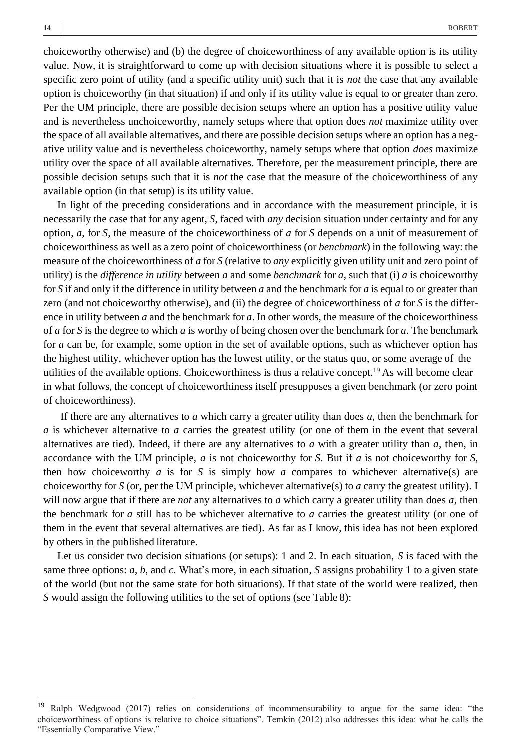choiceworthy otherwise) and (b) the degree of choiceworthiness of any available option is its utility value. Now, it is straightforward to come up with decision situations where it is possible to select a specific zero point of utility (and a specific utility unit) such that it is *not* the case that any available option is choiceworthy (in that situation) if and only if its utility value is equal to or greater than zero. Per the UM principle, there are possible decision setups where an option has a positive utility value and is nevertheless unchoiceworthy, namely setups where that option does *not* maximize utility over the space of all available alternatives, and there are possible decision setups where an option has a negative utility value and is nevertheless choiceworthy, namely setups where that option *does* maximize utility over the space of all available alternatives. Therefore, per the measurement principle, there are possible decision setups such that it is *not* the case that the measure of the choiceworthiness of any available option (in that setup) is its utility value.

In light of the preceding considerations and in accordance with the measurement principle, it is necessarily the case that for any agent, *S*, faced with *any* decision situation under certainty and for any option, *a*, for *S*, the measure of the choiceworthiness of *a* for *S* depends on a unit of measurement of choiceworthiness as well as a zero point of choiceworthiness (or *benchmark*) in the following way: the measure of the choiceworthiness of *a* for *S* (relative to *any* explicitly given utility unit and zero point of utility) is the *difference in utility* between *a* and some *benchmark* for *a*, such that (i) *a* is choiceworthy for *S* if and only if the difference in utility between *a* and the benchmark for *a* is equal to or greater than zero (and not choiceworthy otherwise), and (ii) the degree of choiceworthiness of *a* for *S* is the difference in utility between *a* and the benchmark for *a*. In other words, the measure of the choiceworthiness of *a* for *S* is the degree to which *a* is worthy of being chosen over the benchmark for *a*. The benchmark for *a* can be, for example, some option in the set of available options, such as whichever option has the highest utility, whichever option has the lowest utility, or the status quo, or some average of the utilities of the available options. Choiceworthiness is thus a relative concept.[19] As will become clear in what follows, the concept of choiceworthiness itself presupposes a given benchmark (or zero point of choiceworthiness).

If there are any alternatives to *a* which carry a greater utility than does *a*, then the benchmark for *a* is whichever alternative to *a* carries the greatest utility (or one of them in the event that several alternatives are tied). Indeed, if there are any alternatives to *a* with a greater utility than *a*, then, in accordance with the UM principle, *a* is not choiceworthy for *S*. But if *a* is not choiceworthy for *S*, then how choiceworthy *a* is for *S* is simply how *a* compares to whichever alternative(s) are choiceworthy for *S* (or, per the UM principle, whichever alternative(s) to *a* carry the greatest utility). I will now argue that if there are *not* any alternatives to *a* which carry a greater utility than does *a*, then the benchmark for *a* still has to be whichever alternative to *a* carries the greatest utility (or one of them in the event that several alternatives are tied). As far as I know, this idea has not been explored by others in the published literature.

Let us consider two decision situations (or setups): 1 and 2. In each situation, *S* is faced with the same three options: *a*, *b*, and *c*. What's more, in each situation, *S* assigns probability 1 to a given state of the world (but not the same state for both situations). If that state of the world were realized, then *S* would assign the following utilities to the set of options (see Table 8):

---

[19] Ralph Wedgwood (2017) relies on considerations of incommensurability to argue for the same idea: "the choiceworthiness of options is relative to choice situations". Temkin (2012) also addresses this idea: what he calls the "Essentially Comparative View."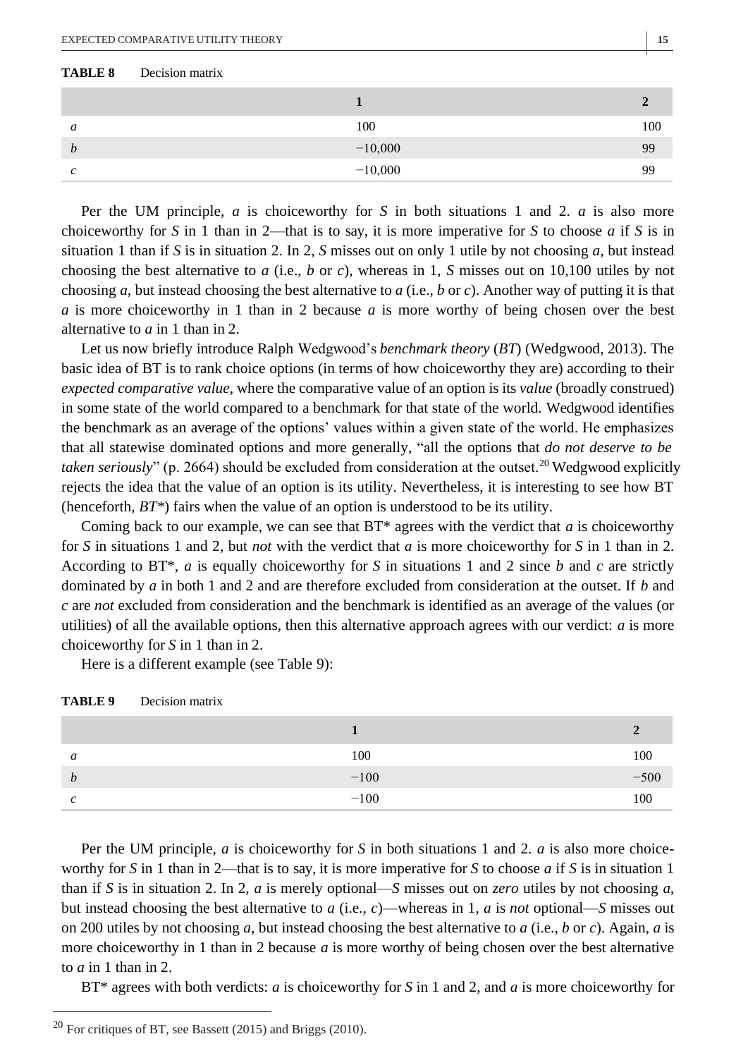**TABLE 8** Decision matrix

| | 1 | 2 |
|---|---|---|
| *a* | 100 | 100 |
| *b* | −10,000 | 99 |
| *c* | −10,000 | 99 |

Per the UM principle, *a* is choiceworthy for *S* in both situations 1 and 2. *a* is also more choiceworthy for *S* in 1 than in 2—that is to say, it is more imperative for *S* to choose *a* if *S* is in situation 1 than if *S* is in situation 2. In 2, *S* misses out on only 1 utile by not choosing *a*, but instead choosing the best alternative to *a* (i.e., *b* or *c*), whereas in 1, *S* misses out on 10,100 utiles by not choosing *a*, but instead choosing the best alternative to *a* (i.e., *b* or *c*). Another way of putting it is that *a* is more choiceworthy in 1 than in 2 because *a* is more worthy of being chosen over the best alternative to *a* in 1 than in 2.

Let us now briefly introduce Ralph Wedgwood's *benchmark theory* (*BT*) (Wedgwood, 2013). The basic idea of BT is to rank choice options (in terms of how choiceworthy they are) according to their *expected comparative value*, where the comparative value of an option is its *value* (broadly construed) in some state of the world compared to a benchmark for that state of the world. Wedgwood identifies the benchmark as an average of the options' values within a given state of the world. He emphasizes that all statewise dominated options and more generally, "all the options that *do not deserve to be taken seriously*" (p. 2664) should be excluded from consideration at the outset.[20] Wedgwood explicitly rejects the idea that the value of an option is its utility. Nevertheless, it is interesting to see how BT (henceforth, *BT\**) fairs when the value of an option is understood to be its utility.

Coming back to our example, we can see that BT* agrees with the verdict that *a* is choiceworthy for *S* in situations 1 and 2, but *not* with the verdict that *a* is more choiceworthy for *S* in 1 than in 2. According to BT*, *a* is equally choiceworthy for *S* in situations 1 and 2 since *b* and *c* are strictly dominated by *a* in both 1 and 2 and are therefore excluded from consideration at the outset. If *b* and *c* are *not* excluded from consideration and the benchmark is identified as an average of the values (or utilities) of all the available options, then this alternative approach agrees with our verdict: *a* is more choiceworthy for *S* in 1 than in 2.

Here is a different example (see Table 9):

**TABLE 9** Decision matrix

| | 1 | 2 |
|---|---|---|
| *a* | 100 | 100 |
| *b* | −100 | −500 |
| *c* | −100 | 100 |

Per the UM principle, *a* is choiceworthy for *S* in both situations 1 and 2. *a* is also more choiceworthy for *S* in 1 than in 2—that is to say, it is more imperative for *S* to choose *a* if *S* is in situation 1 than if *S* is in situation 2. In 2, *a* is merely optional—*S* misses out on *zero* utiles by not choosing *a*, but instead choosing the best alternative to *a* (i.e., *c*)—whereas in 1, *a* is *not* optional—*S* misses out on 200 utiles by not choosing *a*, but instead choosing the best alternative to *a* (i.e., *b* or *c*). Again, *a* is more choiceworthy in 1 than in 2 because *a* is more worthy of being chosen over the best alternative to *a* in 1 than in 2.

BT* agrees with both verdicts: *a* is choiceworthy for *S* in 1 and 2, and *a* is more choiceworthy for

[20] For critiques of BT, see Bassett (2015) and Briggs (2010).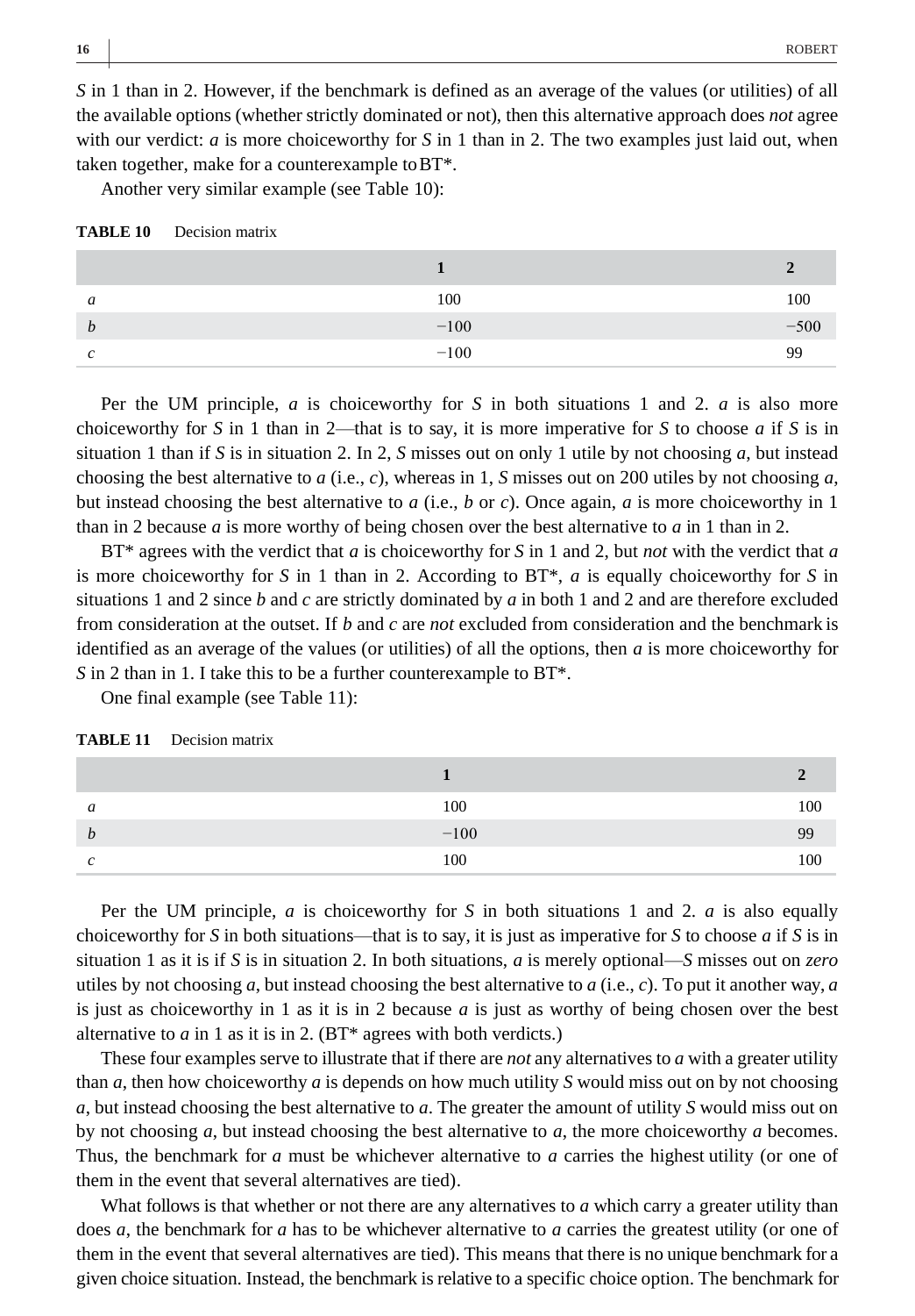*S* in 1 than in 2. However, if the benchmark is defined as an average of the values (or utilities) of all the available options (whether strictly dominated or not), then this alternative approach does *not* agree with our verdict: *a* is more choiceworthy for *S* in 1 than in 2. The two examples just laid out, when taken together, make for a counterexample to BT*.

Another very similar example (see Table 10):

**TABLE 10** Decision matrix

| | 1 | 2 |
|---|---|---|
| *a* | 100 | 100 |
| *b* | −100 | −500 |
| *c* | −100 | 99 |

Per the UM principle, *a* is choiceworthy for *S* in both situations 1 and 2. *a* is also more choiceworthy for *S* in 1 than in 2—that is to say, it is more imperative for *S* to choose *a* if *S* is in situation 1 than if *S* is in situation 2. In 2, *S* misses out on only 1 utile by not choosing *a*, but instead choosing the best alternative to *a* (i.e., *c*), whereas in 1, *S* misses out on 200 utiles by not choosing *a*, but instead choosing the best alternative to *a* (i.e., *b* or *c*). Once again, *a* is more choiceworthy in 1 than in 2 because *a* is more worthy of being chosen over the best alternative to *a* in 1 than in 2.

BT* agrees with the verdict that *a* is choiceworthy for *S* in 1 and 2, but *not* with the verdict that *a* is more choiceworthy for *S* in 1 than in 2. According to BT*, *a* is equally choiceworthy for *S* in situations 1 and 2 since *b* and *c* are strictly dominated by *a* in both 1 and 2 and are therefore excluded from consideration at the outset. If *b* and *c* are *not* excluded from consideration and the benchmark is identified as an average of the values (or utilities) of all the options, then *a* is more choiceworthy for *S* in 2 than in 1. I take this to be a further counterexample to BT*.

One final example (see Table 11):

**TABLE 11** Decision matrix

| | 1 | 2 |
|---|---|---|
| *a* | 100 | 100 |
| *b* | −100 | 99 |
| *c* | 100 | 100 |

Per the UM principle, *a* is choiceworthy for *S* in both situations 1 and 2. *a* is also equally choiceworthy for *S* in both situations—that is to say, it is just as imperative for *S* to choose *a* if *S* is in situation 1 as it is if *S* is in situation 2. In both situations, *a* is merely optional—*S* misses out on *zero* utiles by not choosing *a*, but instead choosing the best alternative to *a* (i.e., *c*). To put it another way, *a* is just as choiceworthy in 1 as it is in 2 because *a* is just as worthy of being chosen over the best alternative to *a* in 1 as it is in 2. (BT* agrees with both verdicts.)

These four examples serve to illustrate that if there are *not* any alternatives to *a* with a greater utility than *a*, then how choiceworthy *a* is depends on how much utility *S* would miss out on by not choosing *a*, but instead choosing the best alternative to *a*. The greater the amount of utility *S* would miss out on by not choosing *a*, but instead choosing the best alternative to *a*, the more choiceworthy *a* becomes. Thus, the benchmark for *a* must be whichever alternative to *a* carries the highest utility (or one of them in the event that several alternatives are tied).

What follows is that whether or not there are any alternatives to *a* which carry a greater utility than does *a*, the benchmark for *a* has to be whichever alternative to *a* carries the greatest utility (or one of them in the event that several alternatives are tied). This means that there is no unique benchmark for a given choice situation. Instead, the benchmark is relative to a specific choice option. The benchmark for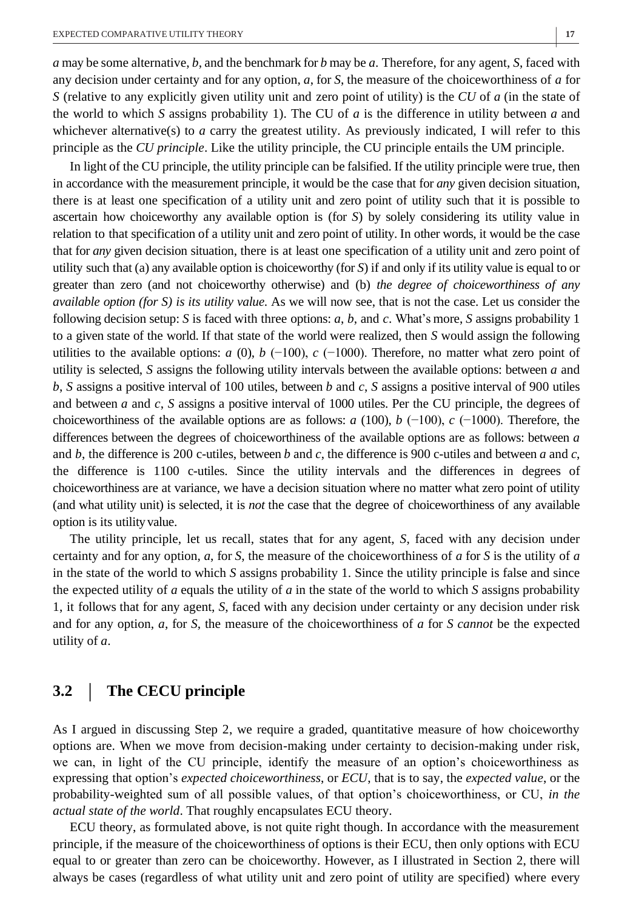*a* may be some alternative, *b*, and the benchmark for *b* may be *a*. Therefore, for any agent, *S*, faced with any decision under certainty and for any option, *a*, for *S*, the measure of the choiceworthiness of *a* for *S* (relative to any explicitly given utility unit and zero point of utility) is the *CU* of *a* (in the state of the world to which *S* assigns probability 1). The CU of *a* is the difference in utility between *a* and whichever alternative(s) to *a* carry the greatest utility. As previously indicated, I will refer to this principle as the *CU principle*. Like the utility principle, the CU principle entails the UM principle.

In light of the CU principle, the utility principle can be falsified. If the utility principle were true, then in accordance with the measurement principle, it would be the case that for *any* given decision situation, there is at least one specification of a utility unit and zero point of utility such that it is possible to ascertain how choiceworthy any available option is (for *S*) by solely considering its utility value in relation to that specification of a utility unit and zero point of utility. In other words, it would be the case that for *any* given decision situation, there is at least one specification of a utility unit and zero point of utility such that (a) any available option is choiceworthy (for *S*) if and only if its utility value is equal to or greater than zero (and not choiceworthy otherwise) and (b) *the degree of choiceworthiness of any available option (for S) is its utility value.* As we will now see, that is not the case. Let us consider the following decision setup: *S* is faced with three options: *a*, *b*, and *c*. What's more, *S* assigns probability 1 to a given state of the world. If that state of the world were realized, then *S* would assign the following utilities to the available options: *a* (0), *b* (−100), *c* (−1000). Therefore, no matter what zero point of utility is selected, *S* assigns the following utility intervals between the available options: between *a* and *b*, *S* assigns a positive interval of 100 utiles, between *b* and *c*, *S* assigns a positive interval of 900 utiles and between *a* and *c*, *S* assigns a positive interval of 1000 utiles. Per the CU principle, the degrees of choiceworthiness of the available options are as follows: *a* (100), *b* (−100), *c* (−1000). Therefore, the differences between the degrees of choiceworthiness of the available options are as follows: between *a* and *b*, the difference is 200 c-utiles, between *b* and *c*, the difference is 900 c-utiles and between *a* and *c*, the difference is 1100 c-utiles. Since the utility intervals and the differences in degrees of choiceworthiness are at variance, we have a decision situation where no matter what zero point of utility (and what utility unit) is selected, it is *not* the case that the degree of choiceworthiness of any available option is its utility value.

The utility principle, let us recall, states that for any agent, *S*, faced with any decision under certainty and for any option, *a*, for *S*, the measure of the choiceworthiness of *a* for *S* is the utility of *a* in the state of the world to which *S* assigns probability 1. Since the utility principle is false and since the expected utility of *a* equals the utility of *a* in the state of the world to which *S* assigns probability 1, it follows that for any agent, *S*, faced with any decision under certainty or any decision under risk and for any option, *a*, for *S*, the measure of the choiceworthiness of *a* for *S cannot* be the expected utility of *a*.

## 3.2 | The CECU principle

As I argued in discussing Step 2, we require a graded, quantitative measure of how choiceworthy options are. When we move from decision-making under certainty to decision-making under risk, we can, in light of the CU principle, identify the measure of an option's choiceworthiness as expressing that option's *expected choiceworthiness*, or *ECU*, that is to say, the *expected value*, or the probability-weighted sum of all possible values, of that option's choiceworthiness, or CU, *in the actual state of the world*. That roughly encapsulates ECU theory.

ECU theory, as formulated above, is not quite right though. In accordance with the measurement principle, if the measure of the choiceworthiness of options is their ECU, then only options with ECU equal to or greater than zero can be choiceworthy. However, as I illustrated in Section 2, there will always be cases (regardless of what utility unit and zero point of utility are specified) where every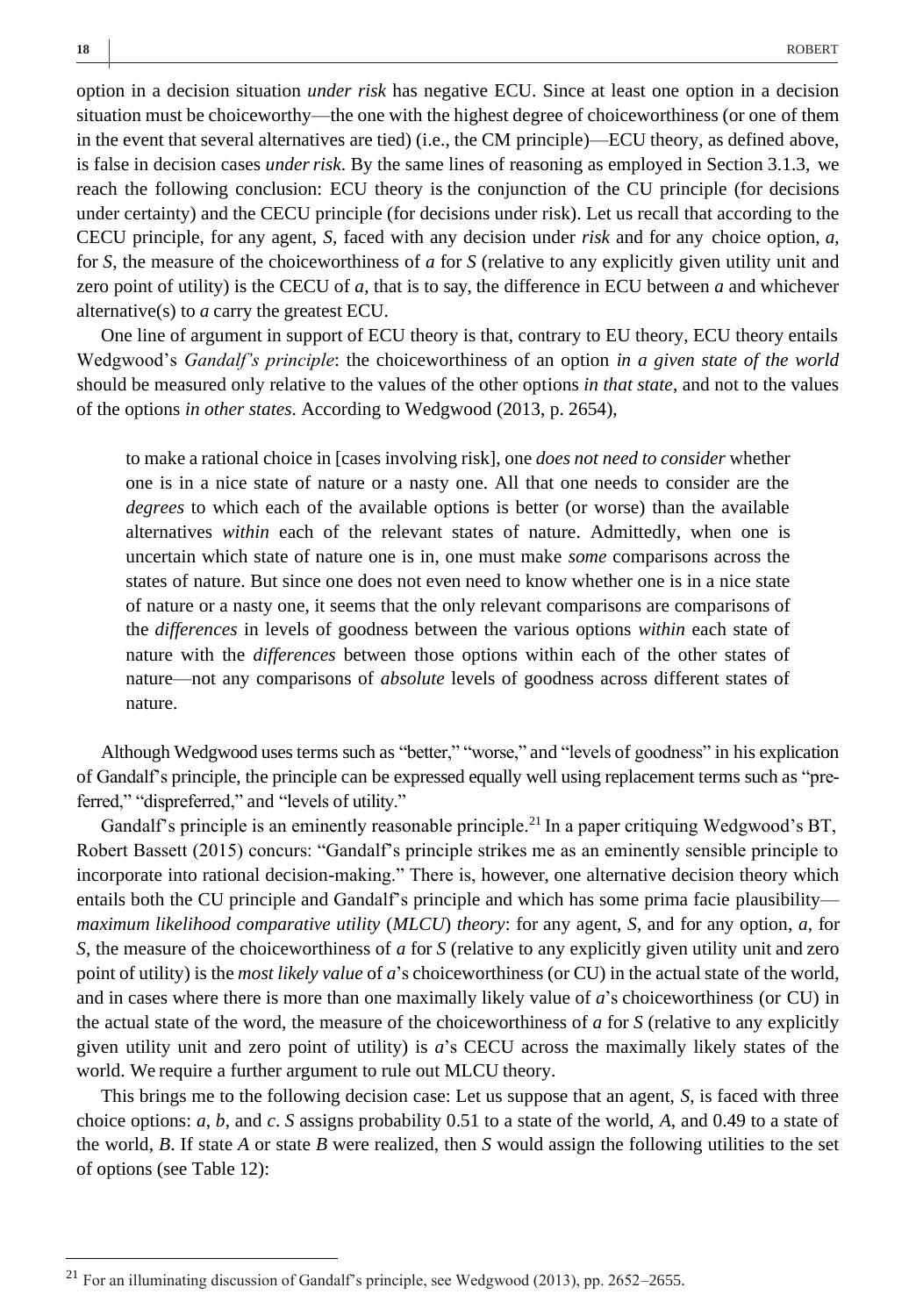option in a decision situation *under risk* has negative ECU. Since at least one option in a decision situation must be choiceworthy—the one with the highest degree of choiceworthiness (or one of them in the event that several alternatives are tied) (i.e., the CM principle)—ECU theory, as defined above, is false in decision cases *under risk*. By the same lines of reasoning as employed in Section 3.1.3, we reach the following conclusion: ECU theory is the conjunction of the CU principle (for decisions under certainty) and the CECU principle (for decisions under risk). Let us recall that according to the CECU principle, for any agent, *S*, faced with any decision under *risk* and for any choice option, *a*, for *S*, the measure of the choiceworthiness of *a* for *S* (relative to any explicitly given utility unit and zero point of utility) is the CECU of *a*, that is to say, the difference in ECU between *a* and whichever alternative(s) to *a* carry the greatest ECU.

One line of argument in support of ECU theory is that, contrary to EU theory, ECU theory entails Wedgwood's *Gandalf's principle*: the choiceworthiness of an option *in a given state of the world* should be measured only relative to the values of the other options *in that state*, and not to the values of the options *in other states*. According to Wedgwood (2013, p. 2654),

> to make a rational choice in [cases involving risk], one *does not need to consider* whether one is in a nice state of nature or a nasty one. All that one needs to consider are the *degrees* to which each of the available options is better (or worse) than the available alternatives *within* each of the relevant states of nature. Admittedly, when one is uncertain which state of nature one is in, one must make *some* comparisons across the states of nature. But since one does not even need to know whether one is in a nice state of nature or a nasty one, it seems that the only relevant comparisons are comparisons of the *differences* in levels of goodness between the various options *within* each state of nature with the *differences* between those options within each of the other states of nature—not any comparisons of *absolute* levels of goodness across different states of nature.

Although Wedgwood uses terms such as "better," "worse," and "levels of goodness" in his explication of Gandalf's principle, the principle can be expressed equally well using replacement terms such as "preferred," "dispreferred," and "levels of utility."

Gandalf's principle is an eminently reasonable principle.[21] In a paper critiquing Wedgwood's BT, Robert Bassett (2015) concurs: "Gandalf's principle strikes me as an eminently sensible principle to incorporate into rational decision-making." There is, however, one alternative decision theory which entails both the CU principle and Gandalf's principle and which has some prima facie plausibility—*maximum likelihood comparative utility* (*MLCU*) *theory*: for any agent, *S*, and for any option, *a*, for *S*, the measure of the choiceworthiness of *a* for *S* (relative to any explicitly given utility unit and zero point of utility) is the *most likely value* of *a*'s choiceworthiness (or CU) in the actual state of the world, and in cases where there is more than one maximally likely value of *a*'s choiceworthiness (or CU) in the actual state of the word, the measure of the choiceworthiness of *a* for *S* (relative to any explicitly given utility unit and zero point of utility) is *a*'s CECU across the maximally likely states of the world. We require a further argument to rule out MLCU theory.

This brings me to the following decision case: Let us suppose that an agent, *S*, is faced with three choice options: *a*, *b*, and *c*. *S* assigns probability 0.51 to a state of the world, *A*, and 0.49 to a state of the world, *B*. If state *A* or state *B* were realized, then *S* would assign the following utilities to the set of options (see Table 12):

---

[21] For an illuminating discussion of Gandalf's principle, see Wedgwood (2013), pp. 2652–2655.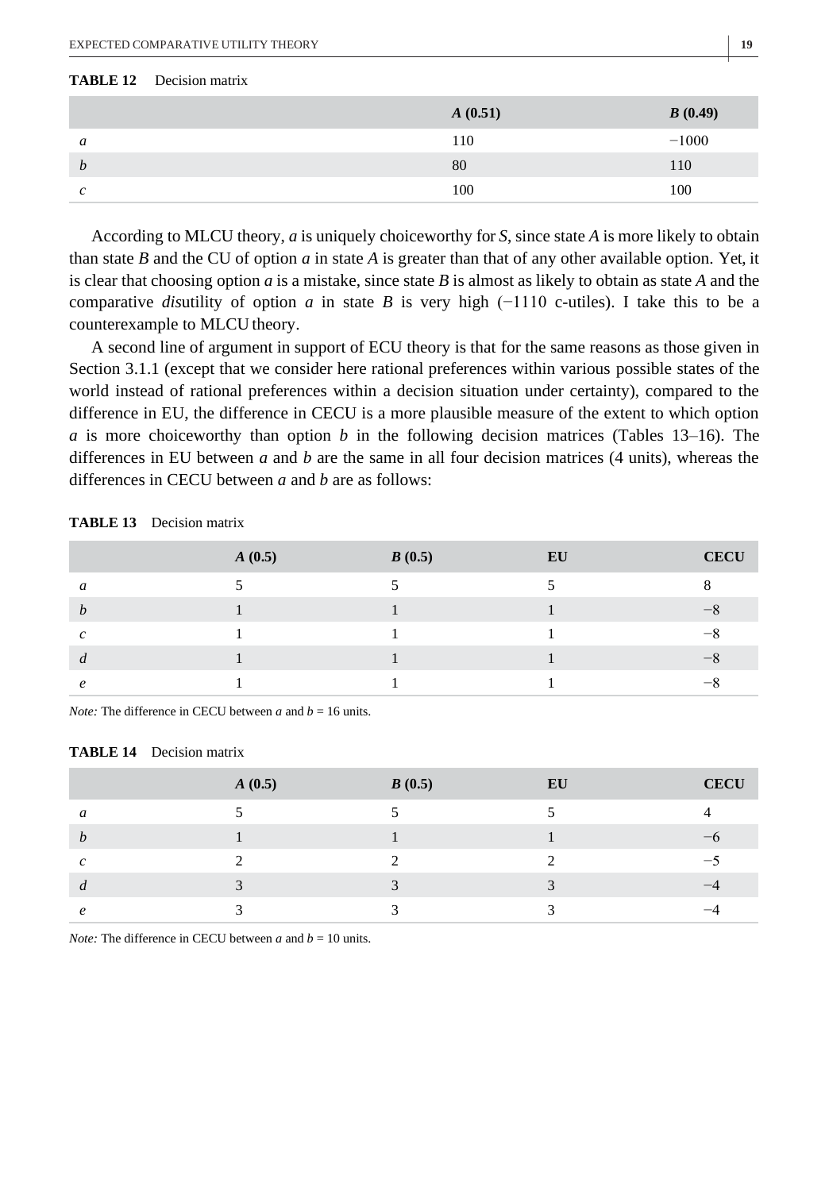**TABLE 12** Decision matrix

| | *A* (0.51) | *B* (0.49) |
|---|---|---|
| *a* | 110 | −1000 |
| *b* | 80 | 110 |
| *c* | 100 | 100 |

According to MLCU theory, *a* is uniquely choiceworthy for *S*, since state *A* is more likely to obtain than state *B* and the CU of option *a* in state *A* is greater than that of any other available option. Yet, it is clear that choosing option *a* is a mistake, since state *B* is almost as likely to obtain as state *A* and the comparative *dis*utility of option *a* in state *B* is very high (−1110 c-utiles). I take this to be a counterexample to MLCU theory.

A second line of argument in support of ECU theory is that for the same reasons as those given in Section 3.1.1 (except that we consider here rational preferences within various possible states of the world instead of rational preferences within a decision situation under certainty), compared to the difference in EU, the difference in CECU is a more plausible measure of the extent to which option *a* is more choiceworthy than option *b* in the following decision matrices (Tables 13–16). The differences in EU between *a* and *b* are the same in all four decision matrices (4 units), whereas the differences in CECU between *a* and *b* are as follows:

**TABLE 13** Decision matrix

| | *A* (0.5) | *B* (0.5) | EU | CECU |
|---|---|---|---|---|
| *a* | 5 | 5 | 5 | 8 |
| *b* | 1 | 1 | 1 | −8 |
| *c* | 1 | 1 | 1 | −8 |
| *d* | 1 | 1 | 1 | −8 |
| *e* | 1 | 1 | 1 | −8 |

*Note:* The difference in CECU between *a* and *b* = 16 units.

**TABLE 14** Decision matrix

| | *A* (0.5) | *B* (0.5) | EU | CECU |
|---|---|---|---|---|
| *a* | 5 | 5 | 5 | 4 |
| *b* | 1 | 1 | 1 | −6 |
| *c* | 2 | 2 | 2 | −5 |
| *d* | 3 | 3 | 3 | −4 |
| *e* | 3 | 3 | 3 | −4 |

*Note:* The difference in CECU between *a* and *b* = 10 units.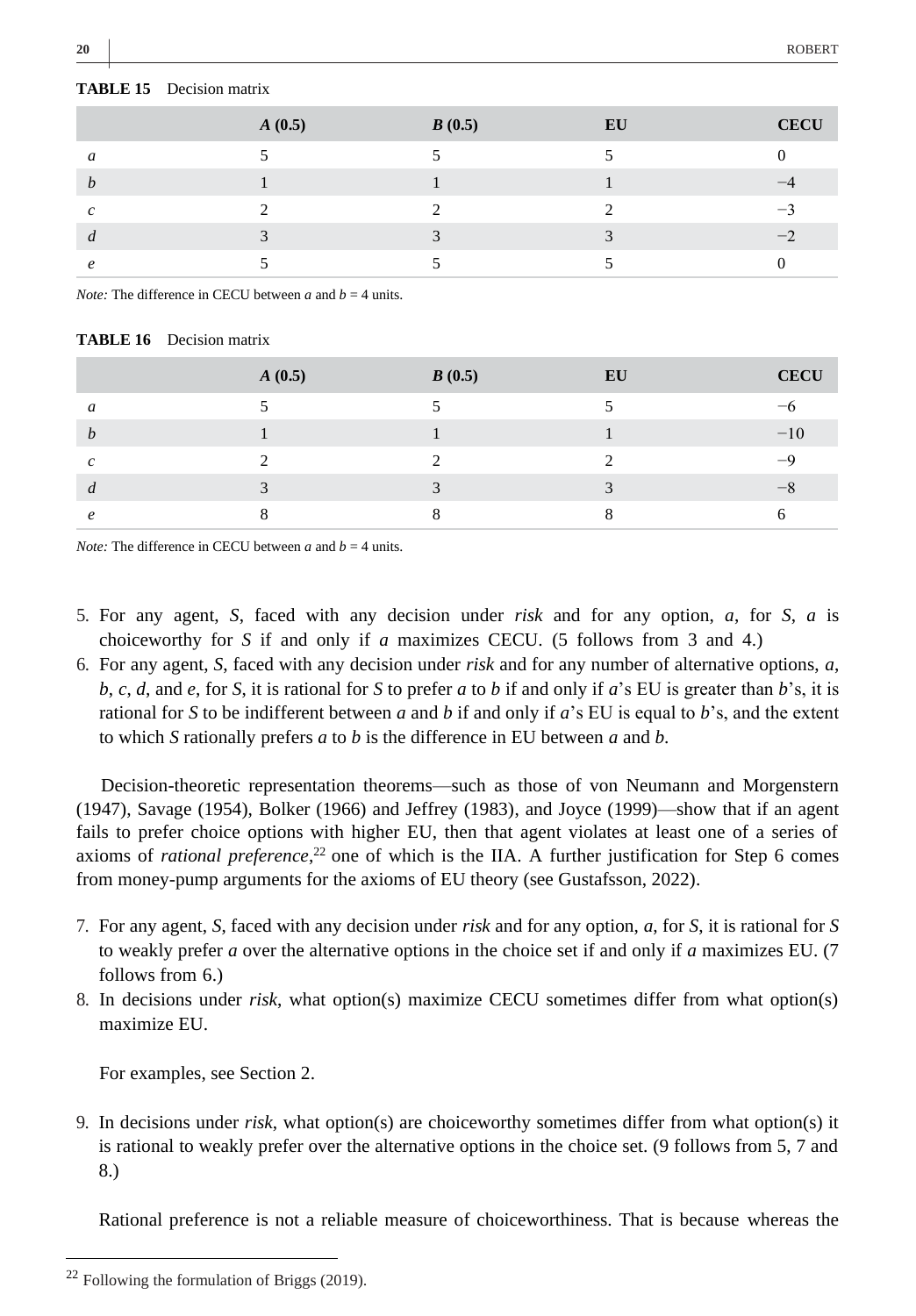**TABLE 15** Decision matrix

| | ***A*** **(0.5)** | ***B*** **(0.5)** | **EU** | **CECU** |
|---|---|---|---|---|
| *a* | 5 | 5 | 5 | 0 |
| *b* | 1 | 1 | 1 | −4 |
| *c* | 2 | 2 | 2 | −3 |
| *d* | 3 | 3 | 3 | −2 |
| *e* | 5 | 5 | 5 | 0 |

*Note:* The difference in CECU between *a* and *b* = 4 units.

**TABLE 16** Decision matrix

| | ***A*** **(0.5)** | ***B*** **(0.5)** | **EU** | **CECU** |
|---|---|---|---|---|
| *a* | 5 | 5 | 5 | −6 |
| *b* | 1 | 1 | 1 | −10 |
| *c* | 2 | 2 | 2 | −9 |
| *d* | 3 | 3 | 3 | −8 |
| *e* | 8 | 8 | 8 | 6 |

*Note:* The difference in CECU between *a* and *b* = 4 units.

5. For any agent, *S*, faced with any decision under *risk* and for any option, *a*, for *S*, *a* is choiceworthy for *S* if and only if *a* maximizes CECU. (5 follows from 3 and 4.)
6. For any agent, *S*, faced with any decision under *risk* and for any number of alternative options, *a*, *b*, *c*, *d*, and *e*, for *S*, it is rational for *S* to prefer *a* to *b* if and only if *a*'s EU is greater than *b*'s, it is rational for *S* to be indifferent between *a* and *b* if and only if *a*'s EU is equal to *b*'s, and the extent to which *S* rationally prefers *a* to *b* is the difference in EU between *a* and *b*.

Decision-theoretic representation theorems—such as those of von Neumann and Morgenstern (1947), Savage (1954), Bolker (1966) and Jeffrey (1983), and Joyce (1999)—show that if an agent fails to prefer choice options with higher EU, then that agent violates at least one of a series of axioms of *rational preference*,[22] one of which is the IIA. A further justification for Step 6 comes from money-pump arguments for the axioms of EU theory (see Gustafsson, 2022).

7. For any agent, *S*, faced with any decision under *risk* and for any option, *a*, for *S*, it is rational for *S* to weakly prefer *a* over the alternative options in the choice set if and only if *a* maximizes EU. (7 follows from 6.)
8. In decisions under *risk*, what option(s) maximize CECU sometimes differ from what option(s) maximize EU.

   For examples, see Section 2.

9. In decisions under *risk*, what option(s) are choiceworthy sometimes differ from what option(s) it is rational to weakly prefer over the alternative options in the choice set. (9 follows from 5, 7 and 8.)

Rational preference is not a reliable measure of choiceworthiness. That is because whereas the

[22] Following the formulation of Briggs (2019).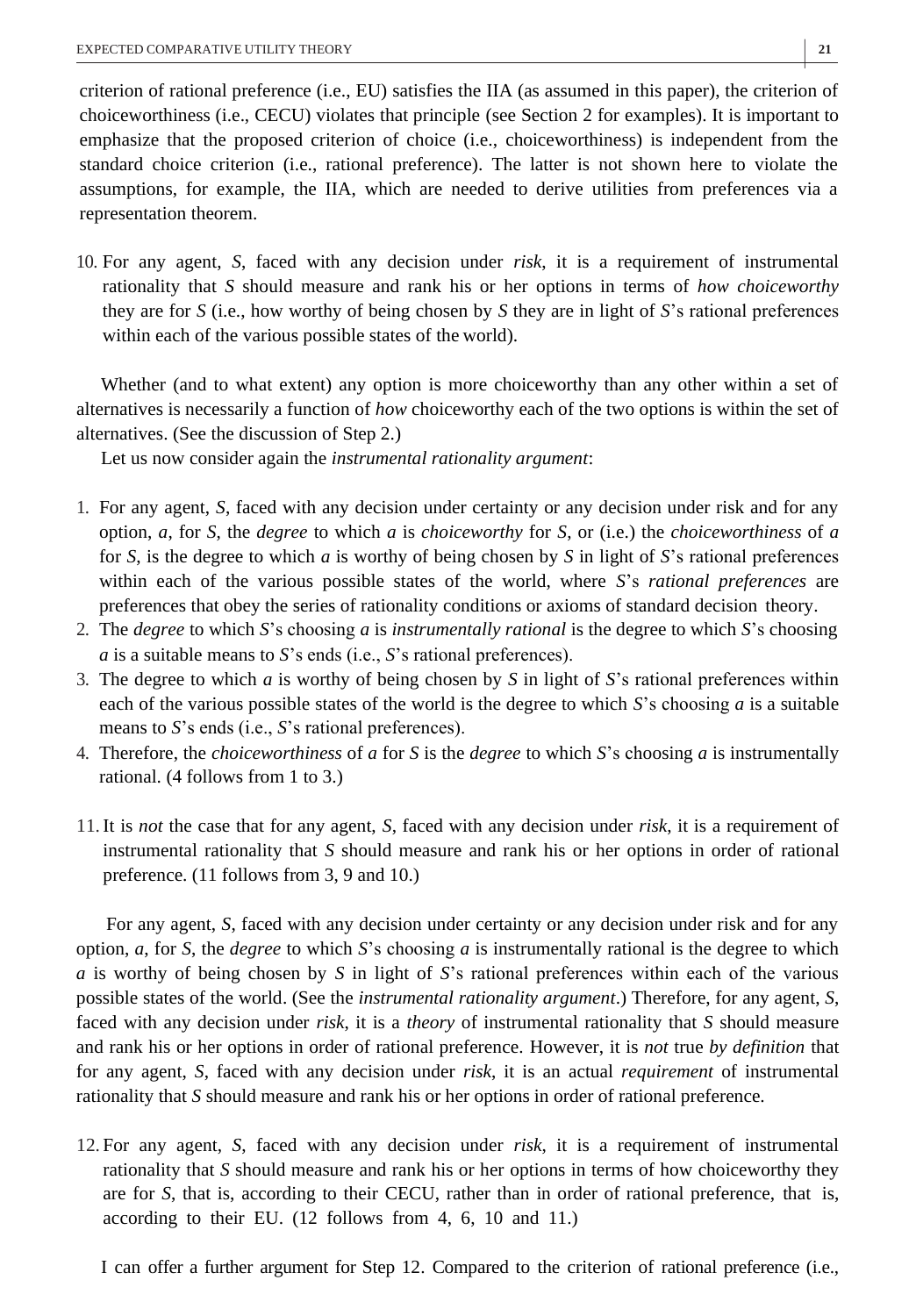criterion of rational preference (i.e., EU) satisfies the IIA (as assumed in this paper), the criterion of choiceworthiness (i.e., CECU) violates that principle (see Section 2 for examples). It is important to emphasize that the proposed criterion of choice (i.e., choiceworthiness) is independent from the standard choice criterion (i.e., rational preference). The latter is not shown here to violate the assumptions, for example, the IIA, which are needed to derive utilities from preferences via a representation theorem.

10. For any agent, *S*, faced with any decision under *risk*, it is a requirement of instrumental rationality that *S* should measure and rank his or her options in terms of *how choiceworthy* they are for *S* (i.e., how worthy of being chosen by *S* they are in light of *S*'s rational preferences within each of the various possible states of the world).

Whether (and to what extent) any option is more choiceworthy than any other within a set of alternatives is necessarily a function of *how* choiceworthy each of the two options is within the set of alternatives. (See the discussion of Step 2.)

Let us now consider again the *instrumental rationality argument*:

1. For any agent, *S*, faced with any decision under certainty or any decision under risk and for any option, *a*, for *S*, the *degree* to which *a* is *choiceworthy* for *S*, or (i.e.) the *choiceworthiness* of *a* for *S*, is the degree to which *a* is worthy of being chosen by *S* in light of *S*'s rational preferences within each of the various possible states of the world, where *S*'s *rational preferences* are preferences that obey the series of rationality conditions or axioms of standard decision theory.
2. The *degree* to which *S*'s choosing *a* is *instrumentally rational* is the degree to which *S*'s choosing *a* is a suitable means to *S*'s ends (i.e., *S*'s rational preferences).
3. The degree to which *a* is worthy of being chosen by *S* in light of *S*'s rational preferences within each of the various possible states of the world is the degree to which *S*'s choosing *a* is a suitable means to *S*'s ends (i.e., *S*'s rational preferences).
4. Therefore, the *choiceworthiness* of *a* for *S* is the *degree* to which *S*'s choosing *a* is instrumentally rational. (4 follows from 1 to 3.)

11. It is *not* the case that for any agent, *S*, faced with any decision under *risk*, it is a requirement of instrumental rationality that *S* should measure and rank his or her options in order of rational preference. (11 follows from 3, 9 and 10.)

For any agent, *S*, faced with any decision under certainty or any decision under risk and for any option, *a*, for *S*, the *degree* to which *S*'s choosing *a* is instrumentally rational is the degree to which *a* is worthy of being chosen by *S* in light of *S*'s rational preferences within each of the various possible states of the world. (See the *instrumental rationality argument*.) Therefore, for any agent, *S*, faced with any decision under *risk*, it is a *theory* of instrumental rationality that *S* should measure and rank his or her options in order of rational preference. However, it is *not* true *by definition* that for any agent, *S*, faced with any decision under *risk*, it is an actual *requirement* of instrumental rationality that *S* should measure and rank his or her options in order of rational preference.

12. For any agent, *S*, faced with any decision under *risk*, it is a requirement of instrumental rationality that *S* should measure and rank his or her options in terms of how choiceworthy they are for *S*, that is, according to their CECU, rather than in order of rational preference, that is, according to their EU. (12 follows from 4, 6, 10 and 11.)

I can offer a further argument for Step 12. Compared to the criterion of rational preference (i.e.,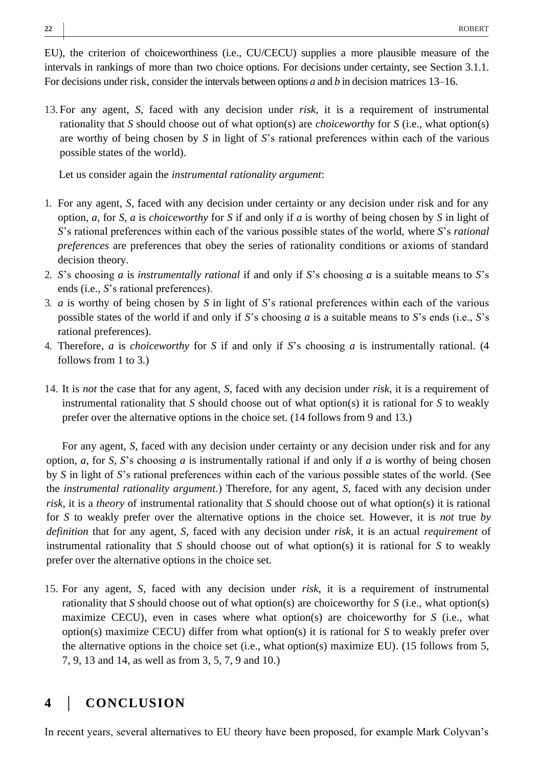EU), the criterion of choiceworthiness (i.e., CU/CECU) supplies a more plausible measure of the intervals in rankings of more than two choice options. For decisions under certainty, see Section 3.1.1. For decisions under risk, consider the intervals between options *a* and *b* in decision matrices 13–16.

13. For any agent, *S*, faced with any decision under *risk*, it is a requirement of instrumental rationality that *S* should choose out of what option(s) are *choiceworthy* for *S* (i.e., what option(s) are worthy of being chosen by *S* in light of *S*'s rational preferences within each of the various possible states of the world).

   Let us consider again the *instrumental rationality argument*:

1. For any agent, *S*, faced with any decision under certainty or any decision under risk and for any option, *a*, for *S*, *a* is *choiceworthy* for *S* if and only if *a* is worthy of being chosen by *S* in light of *S*'s rational preferences within each of the various possible states of the world, where *S*'s *rational preferences* are preferences that obey the series of rationality conditions or axioms of standard decision theory.
2. *S*'s choosing *a* is *instrumentally rational* if and only if *S*'s choosing *a* is a suitable means to *S*'s ends (i.e., *S*'s rational preferences).
3. *a* is worthy of being chosen by *S* in light of *S*'s rational preferences within each of the various possible states of the world if and only if *S*'s choosing *a* is a suitable means to *S*'s ends (i.e., *S*'s rational preferences).
4. Therefore, *a* is *choiceworthy* for *S* if and only if *S*'s choosing *a* is instrumentally rational. (4 follows from 1 to 3.)

14. It is *not* the case that for any agent, *S*, faced with any decision under *risk*, it is a requirement of instrumental rationality that *S* should choose out of what option(s) it is rational for *S* to weakly prefer over the alternative options in the choice set. (14 follows from 9 and 13.)

For any agent, *S*, faced with any decision under certainty or any decision under risk and for any option, *a*, for *S*, *S*'s choosing *a* is instrumentally rational if and only if *a* is worthy of being chosen by *S* in light of *S*'s rational preferences within each of the various possible states of the world. (See the *instrumental rationality argument*.) Therefore, for any agent, *S*, faced with any decision under *risk*, it is a *theory* of instrumental rationality that *S* should choose out of what option(s) it is rational for *S* to weakly prefer over the alternative options in the choice set. However, it is *not* true *by definition* that for any agent, *S*, faced with any decision under *risk*, it is an actual *requirement* of instrumental rationality that *S* should choose out of what option(s) it is rational for *S* to weakly prefer over the alternative options in the choice set.

15. For any agent, *S*, faced with any decision under *risk*, it is a requirement of instrumental rationality that *S* should choose out of what option(s) are choiceworthy for *S* (i.e., what option(s) maximize CECU), even in cases where what option(s) are choiceworthy for *S* (i.e., what option(s) maximize CECU) differ from what option(s) it is rational for *S* to weakly prefer over the alternative options in the choice set (i.e., what option(s) maximize EU). (15 follows from 5, 7, 9, 13 and 14, as well as from 3, 5, 7, 9 and 10.)

# 4 | CONCLUSION

In recent years, several alternatives to EU theory have been proposed, for example Mark Colyvan's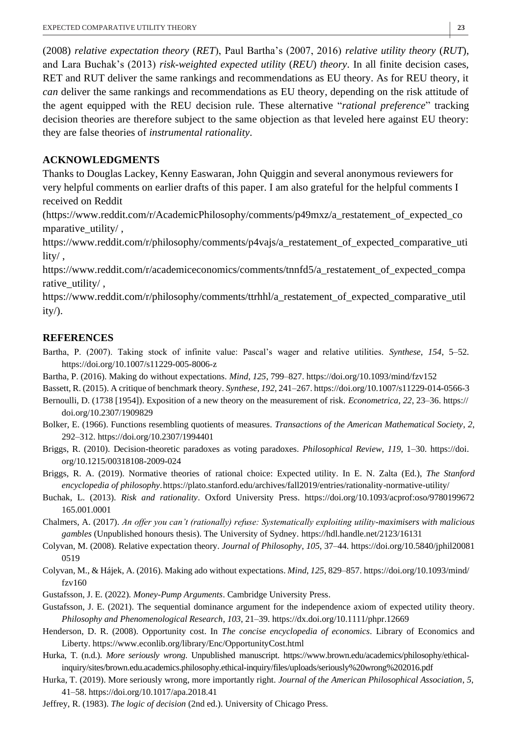(2008) *relative expectation theory* (*RET*), Paul Bartha's (2007, 2016) *relative utility theory* (*RUT*), and Lara Buchak's (2013) *risk-weighted expected utility* (*REU*) *theory*. In all finite decision cases, RET and RUT deliver the same rankings and recommendations as EU theory. As for REU theory, it *can* deliver the same rankings and recommendations as EU theory, depending on the risk attitude of the agent equipped with the REU decision rule. These alternative "*rational preference*" tracking decision theories are therefore subject to the same objection as that leveled here against EU theory: they are false theories of *instrumental rationality*.

## ACKNOWLEDGMENTS

Thanks to Douglas Lackey, Kenny Easwaran, John Quiggin and several anonymous reviewers for very helpful comments on earlier drafts of this paper. I am also grateful for the helpful comments I received on Reddit (https://www.reddit.com/r/AcademicPhilosophy/comments/p49mxz/a_restatement_of_expected_comparative_utility/ , https://www.reddit.com/r/philosophy/comments/p4vajs/a_restatement_of_expected_comparative_utility/ , https://www.reddit.com/r/academiceconomics/comments/tnnfd5/a_restatement_of_expected_comparative_utility/ , https://www.reddit.com/r/philosophy/comments/ttrhhl/a_restatement_of_expected_comparative_utility/).

## REFERENCES

Bartha, P. (2007). Taking stock of infinite value: Pascal's wager and relative utilities. *Synthese*, *154*, 5–52. https://doi.org/10.1007/s11229-005-8006-z

Bartha, P. (2016). Making do without expectations. *Mind*, *125*, 799–827. https://doi.org/10.1093/mind/fzv152

Bassett, R. (2015). A critique of benchmark theory. *Synthese*, *192*, 241–267. https://doi.org/10.1007/s11229-014-0566-3

Bernoulli, D. (1738 [1954]). Exposition of a new theory on the measurement of risk. *Econometrica*, *22*, 23–36. https://doi.org/10.2307/1909829

Bolker, E. (1966). Functions resembling quotients of measures. *Transactions of the American Mathematical Society*, *2*, 292–312. https://doi.org/10.2307/1994401

Briggs, R. (2010). Decision-theoretic paradoxes as voting paradoxes. *Philosophical Review*, *119*, 1–30. https://doi.org/10.1215/00318108-2009-024

Briggs, R. A. (2019). Normative theories of rational choice: Expected utility. In E. N. Zalta (Ed.), *The Stanford encyclopedia of philosophy*. https://plato.stanford.edu/archives/fall2019/entries/rationality-normative-utility/

Buchak, L. (2013). *Risk and rationality*. Oxford University Press. https://doi.org/10.1093/acprof:oso/9780199672165.001.0001

Chalmers, A. (2017). *An offer you can't (rationally) refuse: Systematically exploiting utility-maximisers with malicious gambles* (Unpublished honours thesis). The University of Sydney. https://hdl.handle.net/2123/16131

Colyvan, M. (2008). Relative expectation theory. *Journal of Philosophy*, *105*, 37–44. https://doi.org/10.5840/jphil200810519

Colyvan, M., & Hájek, A. (2016). Making ado without expectations. *Mind*, *125*, 829–857. https://doi.org/10.1093/mind/fzv160

Gustafsson, J. E. (2022). *Money-Pump Arguments*. Cambridge University Press.

Gustafsson, J. E. (2021). The sequential dominance argument for the independence axiom of expected utility theory. *Philosophy and Phenomenological Research*, *103*, 21–39. https://dx.doi.org/10.1111/phpr.12669

Henderson, D. R. (2008). Opportunity cost. In *The concise encyclopedia of economics*. Library of Economics and Liberty. https://www.econlib.org/library/Enc/OpportunityCost.html

Hurka, T. (n.d.). *More seriously wrong*. Unpublished manuscript. https://www.brown.edu/academics/philosophy/ethical-inquiry/sites/brown.edu.academics.philosophy.ethical-inquiry/files/uploads/seriously%20wrong%202016.pdf

Hurka, T. (2019). More seriously wrong, more importantly right. *Journal of the American Philosophical Association*, *5*, 41–58. https://doi.org/10.1017/apa.2018.41

Jeffrey, R. (1983). *The logic of decision* (2nd ed.). University of Chicago Press.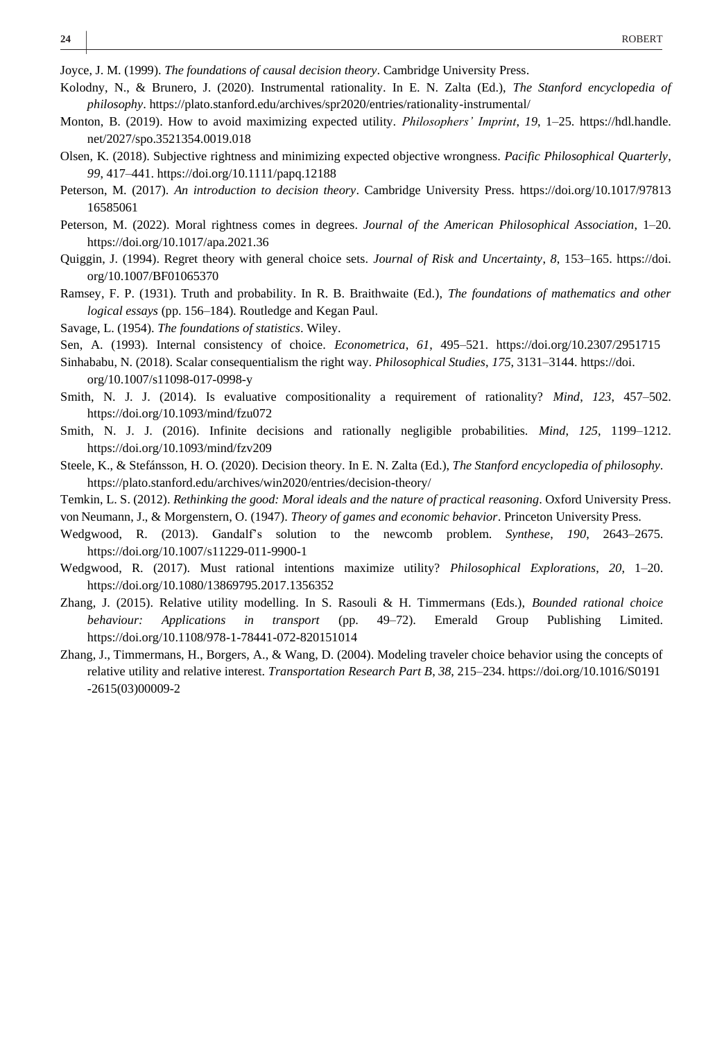Joyce, J. M. (1999). *The foundations of causal decision theory*. Cambridge University Press.

Kolodny, N., & Brunero, J. (2020). Instrumental rationality. In E. N. Zalta (Ed.), *The Stanford encyclopedia of philosophy*. https://plato.stanford.edu/archives/spr2020/entries/rationality-instrumental/

Monton, B. (2019). How to avoid maximizing expected utility. *Philosophers' Imprint*, *19*, 1–25. https://hdl.handle.net/2027/spo.3521354.0019.018

Olsen, K. (2018). Subjective rightness and minimizing expected objective wrongness. *Pacific Philosophical Quarterly*, *99*, 417–441. https://doi.org/10.1111/papq.12188

Peterson, M. (2017). *An introduction to decision theory*. Cambridge University Press. https://doi.org/10.1017/9781316585061

Peterson, M. (2022). Moral rightness comes in degrees. *Journal of the American Philosophical Association*, 1–20. https://doi.org/10.1017/apa.2021.36

Quiggin, J. (1994). Regret theory with general choice sets. *Journal of Risk and Uncertainty*, *8*, 153–165. https://doi.org/10.1007/BF01065370

Ramsey, F. P. (1931). Truth and probability. In R. B. Braithwaite (Ed.), *The foundations of mathematics and other logical essays* (pp. 156–184). Routledge and Kegan Paul.

Savage, L. (1954). *The foundations of statistics*. Wiley.

Sen, A. (1993). Internal consistency of choice. *Econometrica*, *61*, 495–521. https://doi.org/10.2307/2951715

Sinhababu, N. (2018). Scalar consequentialism the right way. *Philosophical Studies*, *175*, 3131–3144. https://doi.org/10.1007/s11098-017-0998-y

Smith, N. J. J. (2014). Is evaluative compositionality a requirement of rationality? *Mind*, *123*, 457–502. https://doi.org/10.1093/mind/fzu072

Smith, N. J. J. (2016). Infinite decisions and rationally negligible probabilities. *Mind*, *125*, 1199–1212. https://doi.org/10.1093/mind/fzv209

Steele, K., & Stefánsson, H. O. (2020). Decision theory. In E. N. Zalta (Ed.), *The Stanford encyclopedia of philosophy*. https://plato.stanford.edu/archives/win2020/entries/decision-theory/

Temkin, L. S. (2012). *Rethinking the good: Moral ideals and the nature of practical reasoning*. Oxford University Press.

von Neumann, J., & Morgenstern, O. (1947). *Theory of games and economic behavior*. Princeton University Press.

Wedgwood, R. (2013). Gandalf's solution to the newcomb problem. *Synthese*, *190*, 2643–2675. https://doi.org/10.1007/s11229-011-9900-1

Wedgwood, R. (2017). Must rational intentions maximize utility? *Philosophical Explorations*, *20*, 1–20. https://doi.org/10.1080/13869795.2017.1356352

Zhang, J. (2015). Relative utility modelling. In S. Rasouli & H. Timmermans (Eds.), *Bounded rational choice behaviour: Applications in transport* (pp. 49–72). Emerald Group Publishing Limited. https://doi.org/10.1108/978-1-78441-072-820151014

Zhang, J., Timmermans, H., Borgers, A., & Wang, D. (2004). Modeling traveler choice behavior using the concepts of relative utility and relative interest. *Transportation Research Part B*, *38*, 215–234. https://doi.org/10.1016/S0191-2615(03)00009-2